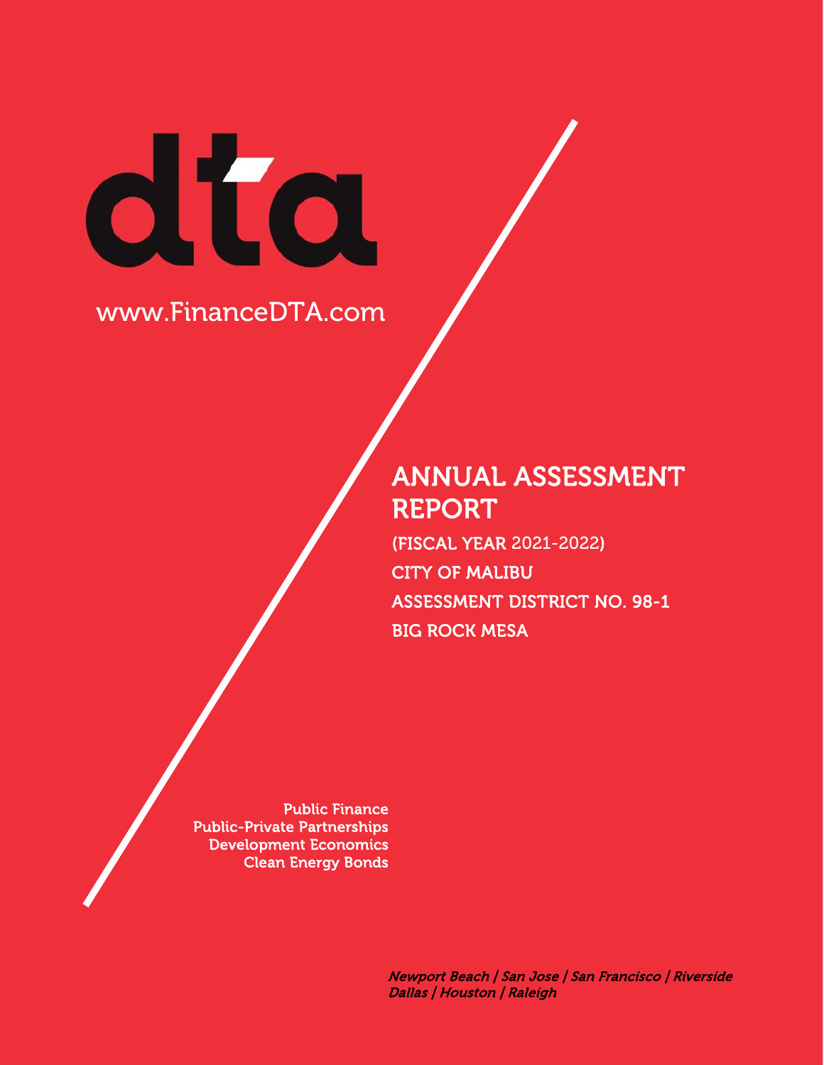dta

www.FinanceDTA.com

# ANNUAL ASSESSMENT REPORT

(FISCAL YEAR 2021-2022)

CITY OF MALIBU

ASSESSMENT DISTRICT NO. 98-1

BIG ROCK MESA

Public Finance
Public-Private Partnerships
Development Economics
Clean Energy Bonds

*Newport Beach | San Jose | San Francisco | Riverside*
*Dallas | Houston | Raleigh*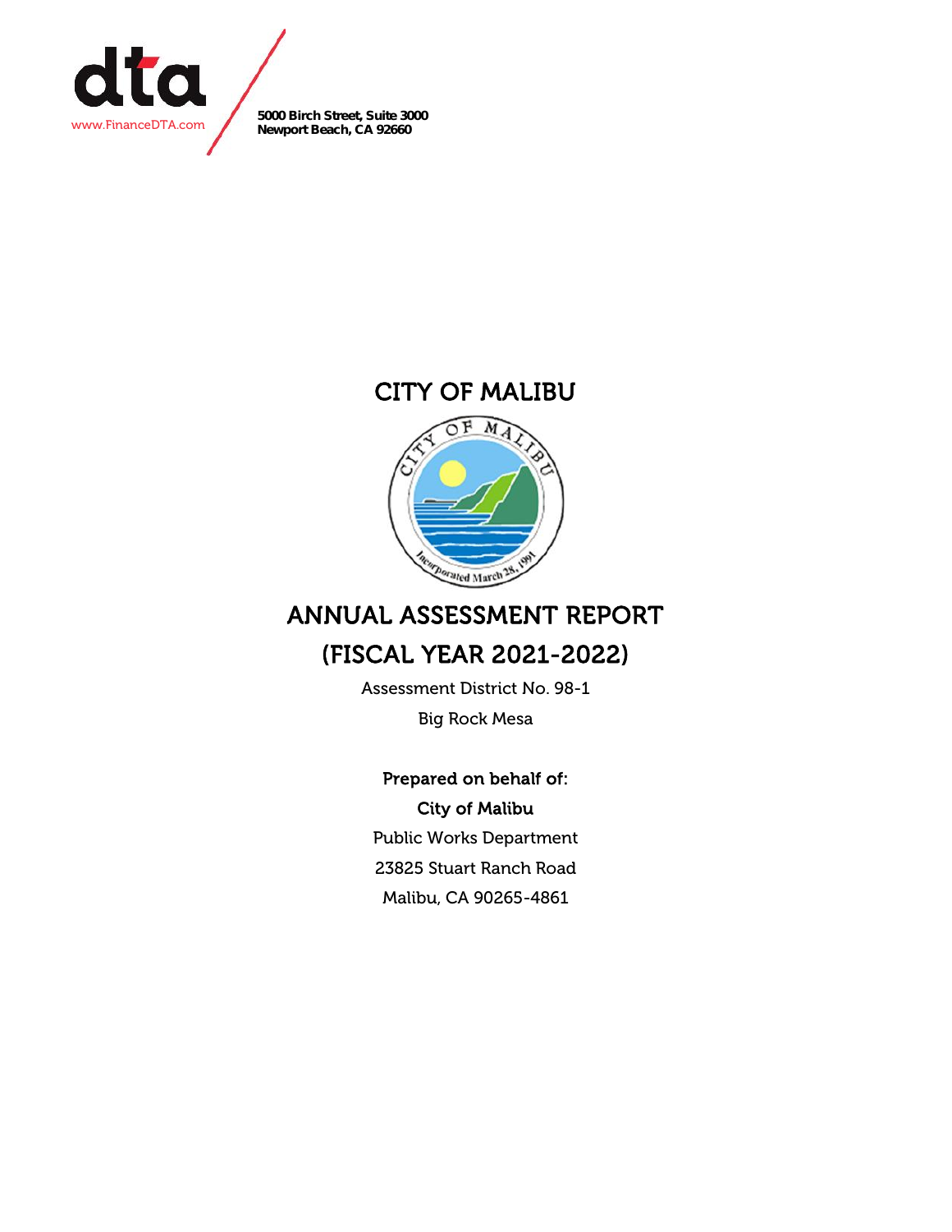dta

www.FinanceDTA.com

**5000 Birch Street, Suite 3000**
**Newport Beach, CA 92660**

# CITY OF MALIBU

# ANNUAL ASSESSMENT REPORT

# (FISCAL YEAR 2021-2022)

Assessment District No. 98-1

Big Rock Mesa

**Prepared on behalf of:**

**City of Malibu**

Public Works Department

23825 Stuart Ranch Road

Malibu, CA 90265-4861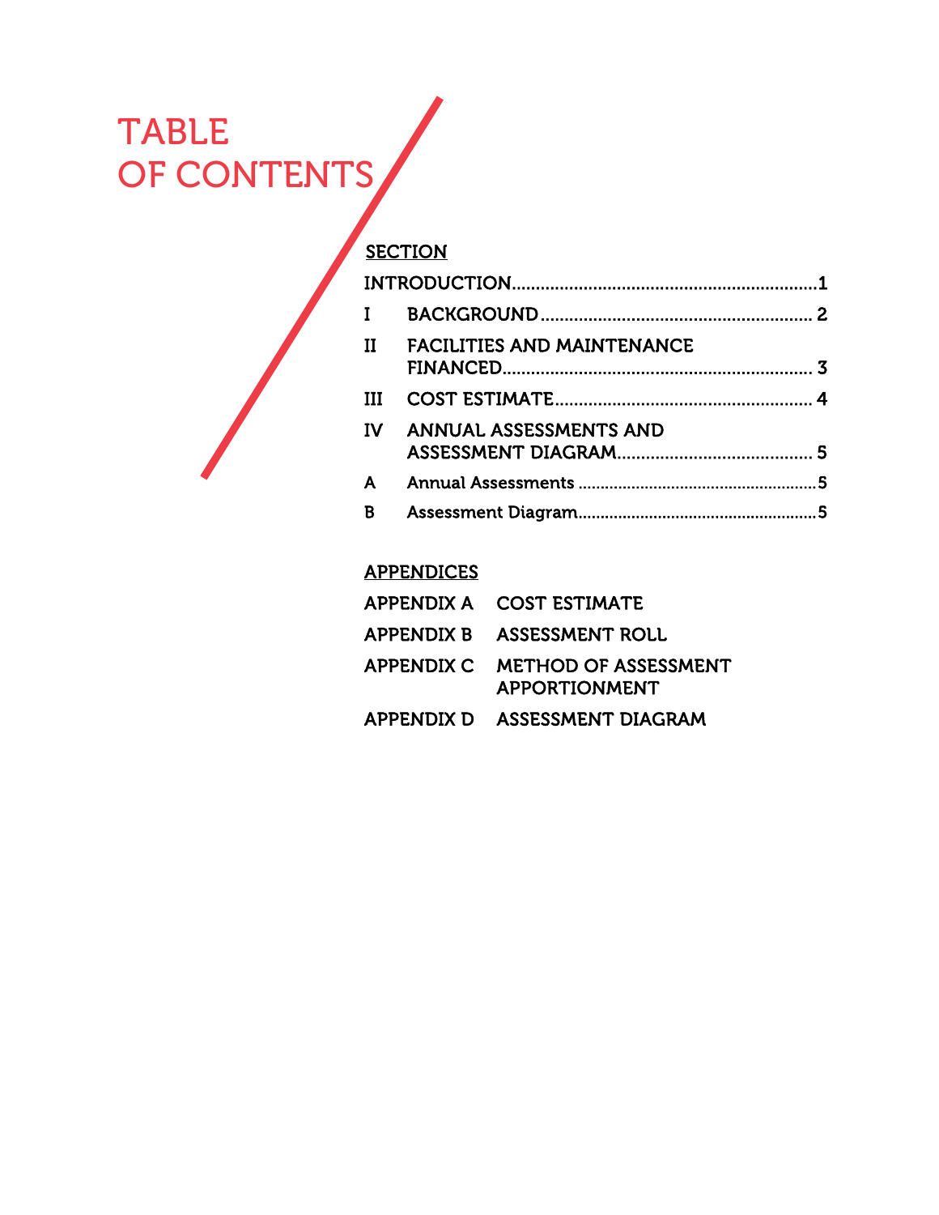# TABLE OF CONTENTS

SECTION

| | | |
|---|---|---|
| INTRODUCTION | | 1 |
| I | BACKGROUND | 2 |
| II | FACILITIES AND MAINTENANCE FINANCED | 3 |
| III | COST ESTIMATE | 4 |
| IV | ANNUAL ASSESSMENTS AND ASSESSMENT DIAGRAM | 5 |
| A | Annual Assessments | 5 |
| B | Assessment Diagram | 5 |

APPENDICES

| | |
|---|---|
| APPENDIX A | COST ESTIMATE |
| APPENDIX B | ASSESSMENT ROLL |
| APPENDIX C | METHOD OF ASSESSMENT APPORTIONMENT |
| APPENDIX D | ASSESSMENT DIAGRAM |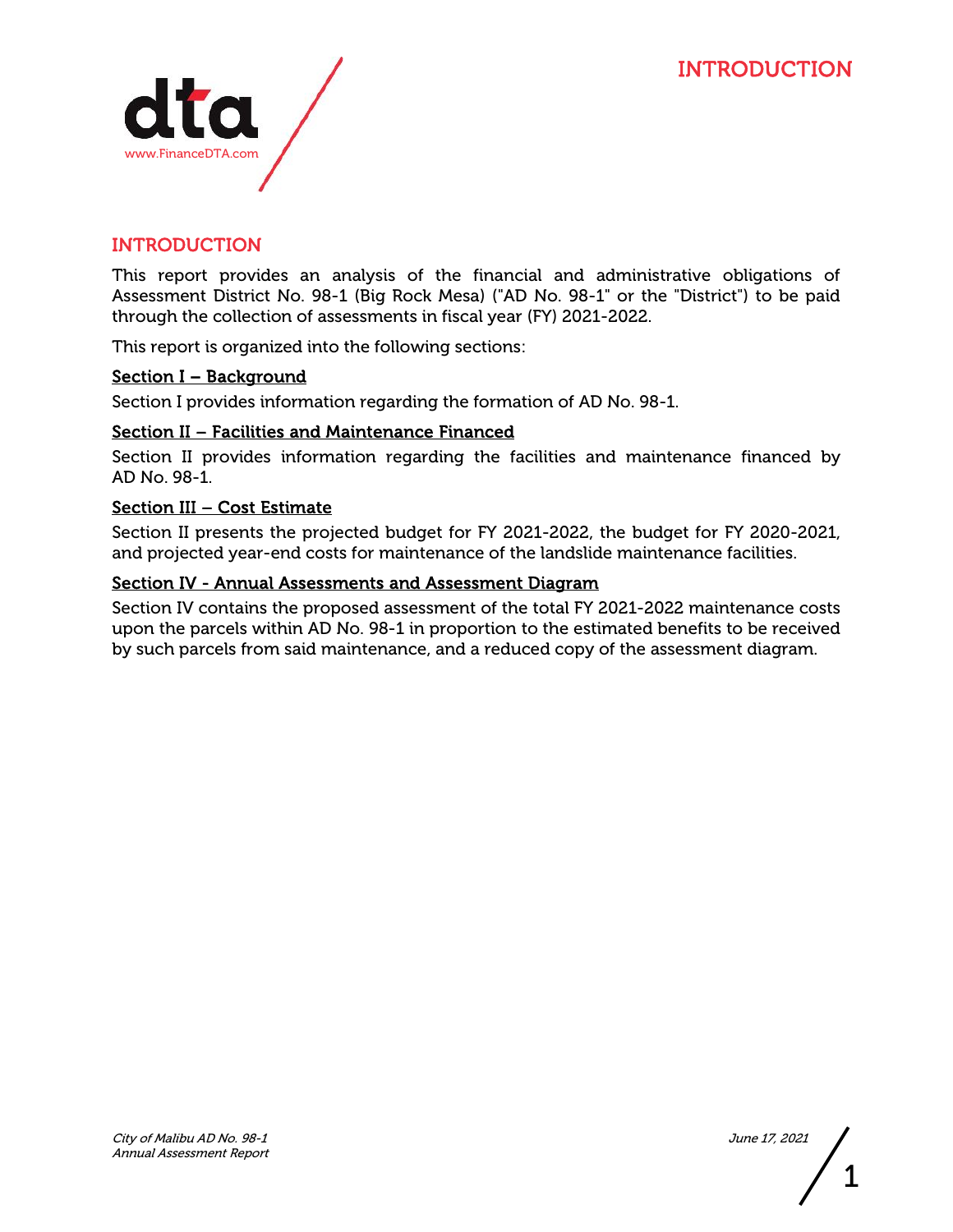# INTRODUCTION

This report provides an analysis of the financial and administrative obligations of Assessment District No. 98-1 (Big Rock Mesa) ("AD No. 98-1" or the "District") to be paid through the collection of assessments in fiscal year (FY) 2021-2022.

This report is organized into the following sections:

**Section I – Background**

Section I provides information regarding the formation of AD No. 98-1.

**Section II – Facilities and Maintenance Financed**

Section II provides information regarding the facilities and maintenance financed by AD No. 98-1.

**Section III – Cost Estimate**

Section II presents the projected budget for FY 2021-2022, the budget for FY 2020-2021, and projected year-end costs for maintenance of the landslide maintenance facilities.

**Section IV - Annual Assessments and Assessment Diagram**

Section IV contains the proposed assessment of the total FY 2021-2022 maintenance costs upon the parcels within AD No. 98-1 in proportion to the estimated benefits to be received by such parcels from said maintenance, and a reduced copy of the assessment diagram.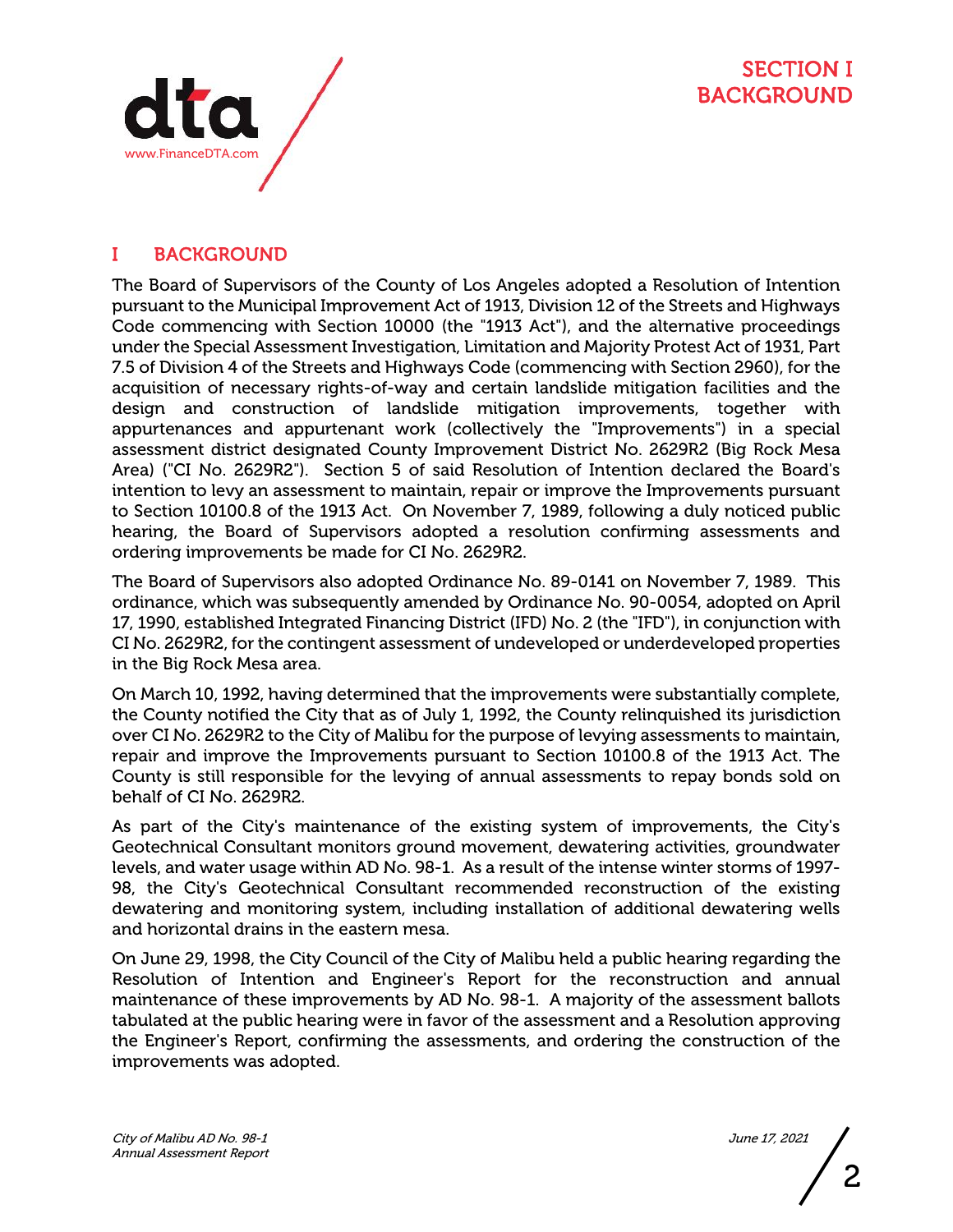# I BACKGROUND

The Board of Supervisors of the County of Los Angeles adopted a Resolution of Intention pursuant to the Municipal Improvement Act of 1913, Division 12 of the Streets and Highways Code commencing with Section 10000 (the "1913 Act"), and the alternative proceedings under the Special Assessment Investigation, Limitation and Majority Protest Act of 1931, Part 7.5 of Division 4 of the Streets and Highways Code (commencing with Section 2960), for the acquisition of necessary rights-of-way and certain landslide mitigation facilities and the design and construction of landslide mitigation improvements, together with appurtenances and appurtenant work (collectively the "Improvements") in a special assessment district designated County Improvement District No. 2629R2 (Big Rock Mesa Area) ("CI No. 2629R2"). Section 5 of said Resolution of Intention declared the Board's intention to levy an assessment to maintain, repair or improve the Improvements pursuant to Section 10100.8 of the 1913 Act. On November 7, 1989, following a duly noticed public hearing, the Board of Supervisors adopted a resolution confirming assessments and ordering improvements be made for CI No. 2629R2.

The Board of Supervisors also adopted Ordinance No. 89-0141 on November 7, 1989. This ordinance, which was subsequently amended by Ordinance No. 90-0054, adopted on April 17, 1990, established Integrated Financing District (IFD) No. 2 (the "IFD"), in conjunction with CI No. 2629R2, for the contingent assessment of undeveloped or underdeveloped properties in the Big Rock Mesa area.

On March 10, 1992, having determined that the improvements were substantially complete, the County notified the City that as of July 1, 1992, the County relinquished its jurisdiction over CI No. 2629R2 to the City of Malibu for the purpose of levying assessments to maintain, repair and improve the Improvements pursuant to Section 10100.8 of the 1913 Act. The County is still responsible for the levying of annual assessments to repay bonds sold on behalf of CI No. 2629R2.

As part of the City's maintenance of the existing system of improvements, the City's Geotechnical Consultant monitors ground movement, dewatering activities, groundwater levels, and water usage within AD No. 98-1. As a result of the intense winter storms of 1997-98, the City's Geotechnical Consultant recommended reconstruction of the existing dewatering and monitoring system, including installation of additional dewatering wells and horizontal drains in the eastern mesa.

On June 29, 1998, the City Council of the City of Malibu held a public hearing regarding the Resolution of Intention and Engineer's Report for the reconstruction and annual maintenance of these improvements by AD No. 98-1. A majority of the assessment ballots tabulated at the public hearing were in favor of the assessment and a Resolution approving the Engineer's Report, confirming the assessments, and ordering the construction of the improvements was adopted.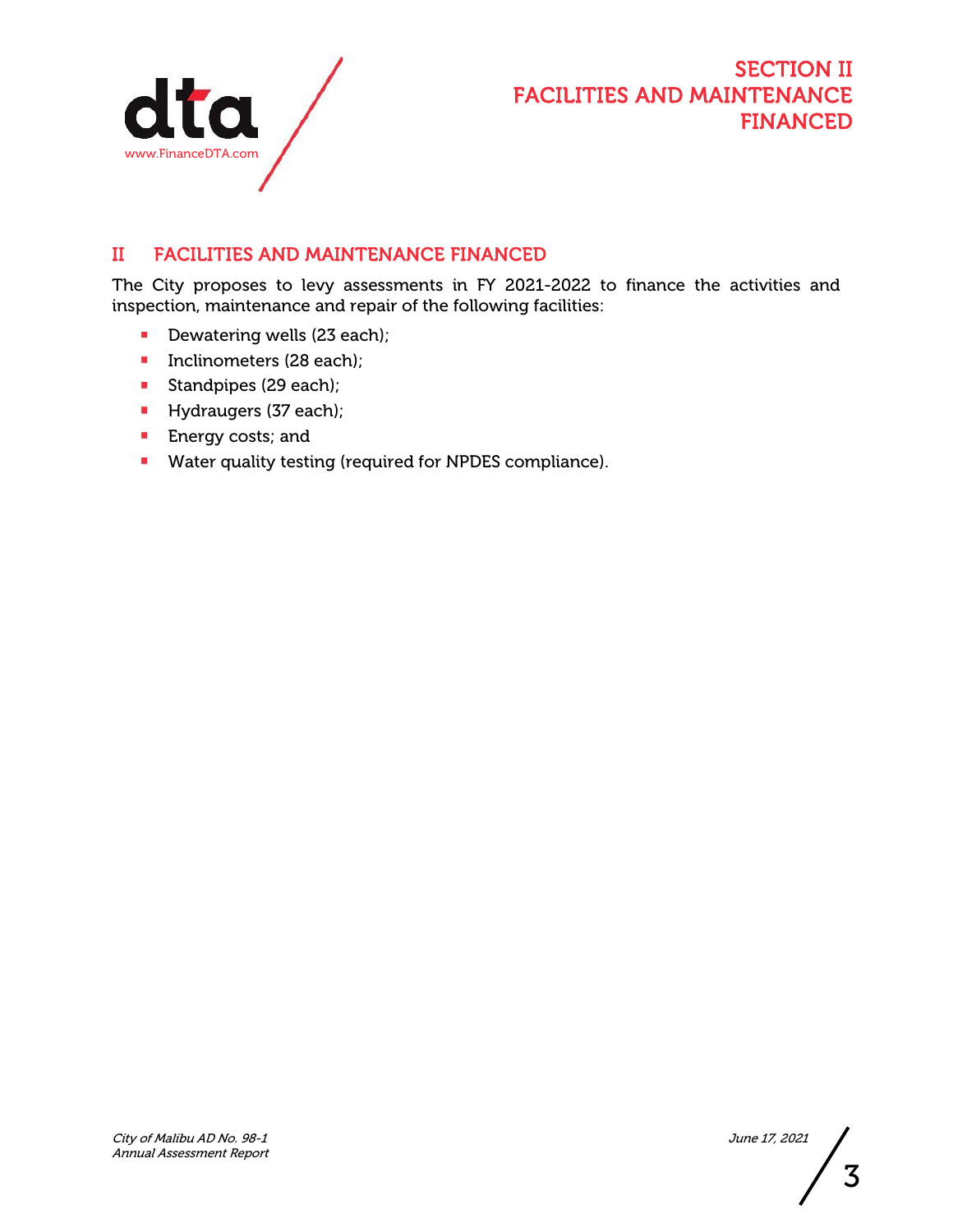# SECTION II FACILITIES AND MAINTENANCE FINANCED

## II FACILITIES AND MAINTENANCE FINANCED

The City proposes to levy assessments in FY 2021-2022 to finance the activities and inspection, maintenance and repair of the following facilities:

- Dewatering wells (23 each);
- Inclinometers (28 each);
- Standpipes (29 each);
- Hydraugers (37 each);
- Energy costs; and
- Water quality testing (required for NPDES compliance).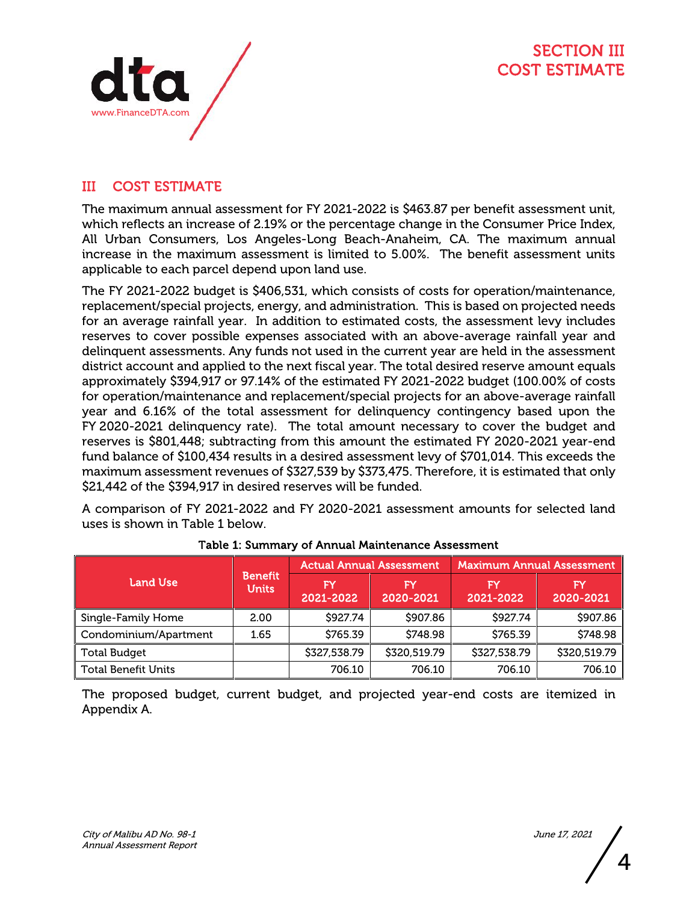# SECTION III COST ESTIMATE

## III COST ESTIMATE

The maximum annual assessment for FY 2021-2022 is $463.87 per benefit assessment unit, which reflects an increase of 2.19% or the percentage change in the Consumer Price Index, All Urban Consumers, Los Angeles-Long Beach-Anaheim, CA. The maximum annual increase in the maximum assessment is limited to 5.00%. The benefit assessment units applicable to each parcel depend upon land use.

The FY 2021-2022 budget is $406,531, which consists of costs for operation/maintenance, replacement/special projects, energy, and administration. This is based on projected needs for an average rainfall year. In addition to estimated costs, the assessment levy includes reserves to cover possible expenses associated with an above-average rainfall year and delinquent assessments. Any funds not used in the current year are held in the assessment district account and applied to the next fiscal year. The total desired reserve amount equals approximately $394,917 or 97.14% of the estimated FY 2021-2022 budget (100.00% of costs for operation/maintenance and replacement/special projects for an above-average rainfall year and 6.16% of the total assessment for delinquency contingency based upon the FY 2020-2021 delinquency rate). The total amount necessary to cover the budget and reserves is $801,448; subtracting from this amount the estimated FY 2020-2021 year-end fund balance of $100,434 results in a desired assessment levy of $701,014. This exceeds the maximum assessment revenues of $327,539 by $373,475. Therefore, it is estimated that only $21,442 of the $394,917 in desired reserves will be funded.

A comparison of FY 2021-2022 and FY 2020-2021 assessment amounts for selected land uses is shown in Table 1 below.

**Table 1: Summary of Annual Maintenance Assessment**

| Land Use | Benefit Units | Actual Annual Assessment | | Maximum Annual Assessment | |
|---|---|---|---|---|---|
| | | FY 2021-2022 | FY 2020-2021 | FY 2021-2022 | FY 2020-2021 |
| Single-Family Home | 2.00 | $927.74 | $907.86 | $927.74 | $907.86 |
| Condominium/Apartment | 1.65 | $765.39 | $748.98 | $765.39 | $748.98 |
| Total Budget | | $327,538.79 | $320,519.79 | $327,538.79 | $320,519.79 |
| Total Benefit Units | | 706.10 | 706.10 | 706.10 | 706.10 |

The proposed budget, current budget, and projected year-end costs are itemized in Appendix A.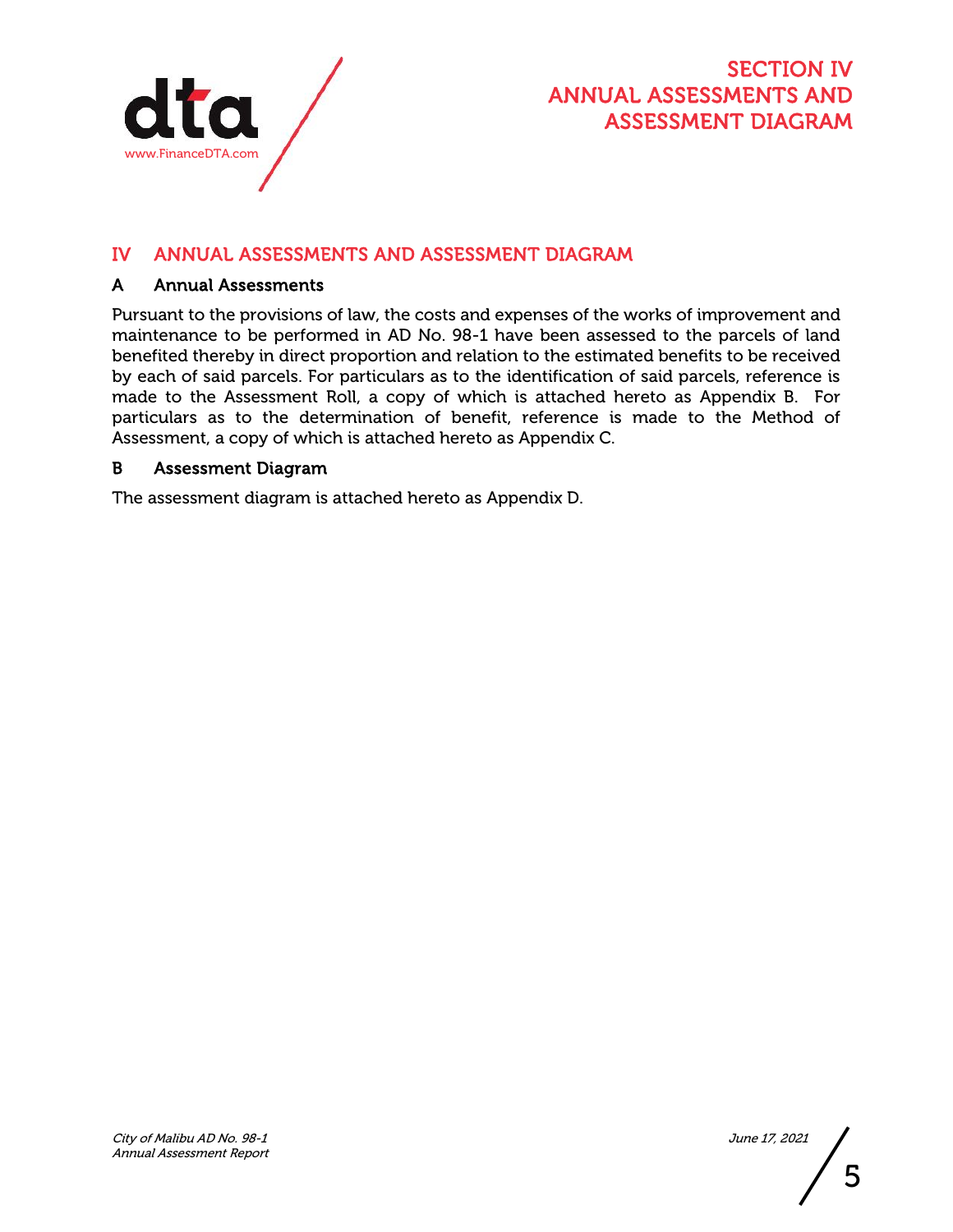# SECTION IV ANNUAL ASSESSMENTS AND ASSESSMENT DIAGRAM

## IV ANNUAL ASSESSMENTS AND ASSESSMENT DIAGRAM

### A Annual Assessments

Pursuant to the provisions of law, the costs and expenses of the works of improvement and maintenance to be performed in AD No. 98-1 have been assessed to the parcels of land benefited thereby in direct proportion and relation to the estimated benefits to be received by each of said parcels. For particulars as to the identification of said parcels, reference is made to the Assessment Roll, a copy of which is attached hereto as Appendix B. For particulars as to the determination of benefit, reference is made to the Method of Assessment, a copy of which is attached hereto as Appendix C.

### B Assessment Diagram

The assessment diagram is attached hereto as Appendix D.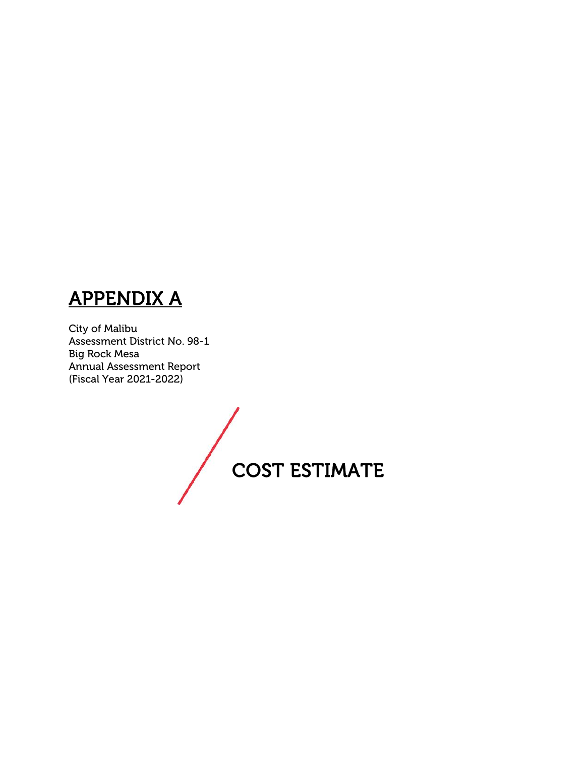# APPENDIX A

City of Malibu
Assessment District No. 98-1
Big Rock Mesa
Annual Assessment Report
(Fiscal Year 2021-2022)

## COST ESTIMATE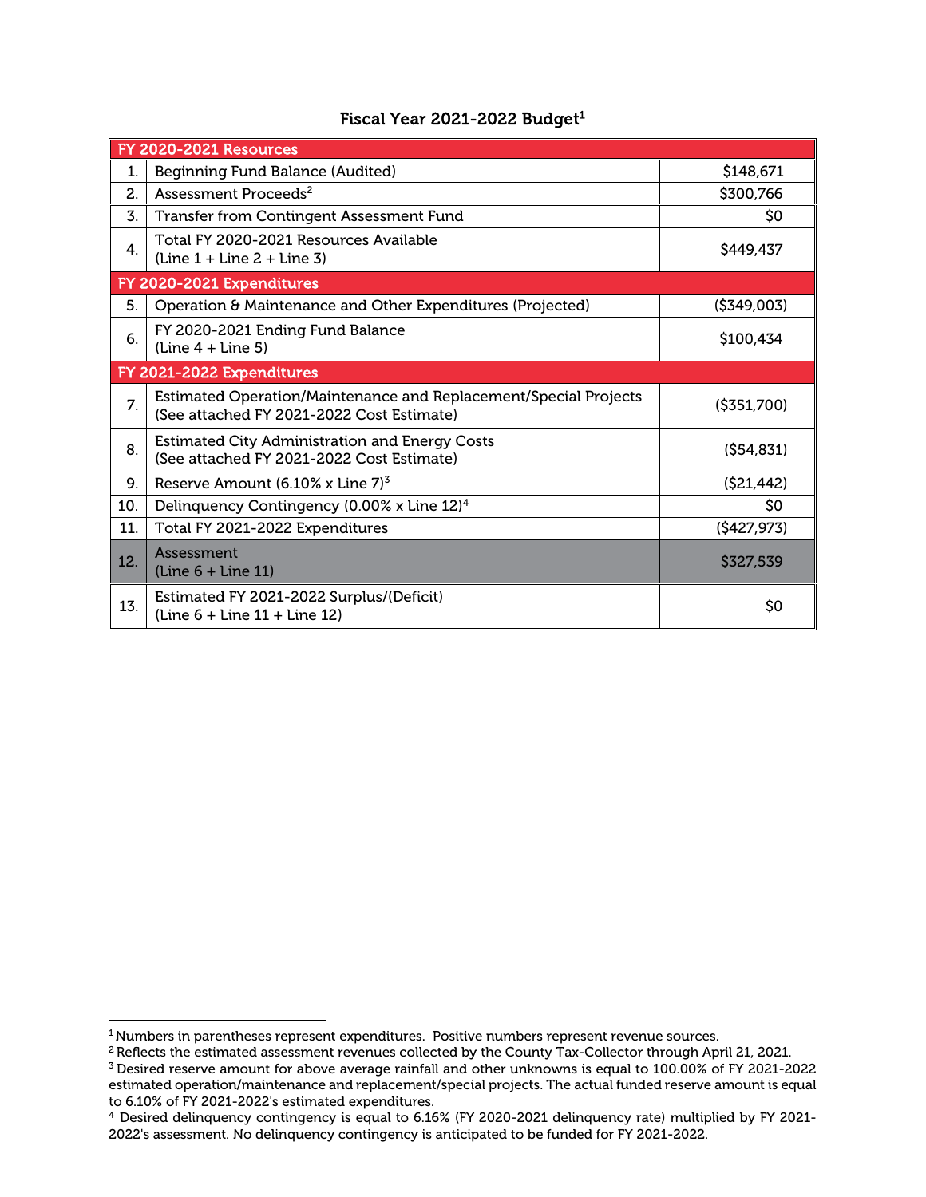## Fiscal Year 2021-2022 Budget[1]

| | | |
|---|---|---|
| **FY 2020-2021 Resources** | | |
| 1. | Beginning Fund Balance (Audited) | $148,671 |
| 2. | Assessment Proceeds[2] | $300,766 |
| 3. | Transfer from Contingent Assessment Fund | $0 |
| 4. | Total FY 2020-2021 Resources Available (Line 1 + Line 2 + Line 3) | $449,437 |
| **FY 2020-2021 Expenditures** | | |
| 5. | Operation & Maintenance and Other Expenditures (Projected) | ($349,003) |
| 6. | FY 2020-2021 Ending Fund Balance (Line 4 + Line 5) | $100,434 |
| **FY 2021-2022 Expenditures** | | |
| 7. | Estimated Operation/Maintenance and Replacement/Special Projects (See attached FY 2021-2022 Cost Estimate) | ($351,700) |
| 8. | Estimated City Administration and Energy Costs (See attached FY 2021-2022 Cost Estimate) | ($54,831) |
| 9. | Reserve Amount (6.10% x Line 7)[3] | ($21,442) |
| 10. | Delinquency Contingency (0.00% x Line 12)[4] | $0 |
| 11. | Total FY 2021-2022 Expenditures | ($427,973) |
| 12. | Assessment (Line 6 + Line 11) | $327,539 |
| 13. | Estimated FY 2021-2022 Surplus/(Deficit) (Line 6 + Line 11 + Line 12) | $0 |

[1] Numbers in parentheses represent expenditures. Positive numbers represent revenue sources.

[2] Reflects the estimated assessment revenues collected by the County Tax-Collector through April 21, 2021.

[3] Desired reserve amount for above average rainfall and other unknowns is equal to 100.00% of FY 2021-2022 estimated operation/maintenance and replacement/special projects. The actual funded reserve amount is equal to 6.10% of FY 2021-2022's estimated expenditures.

[4] Desired delinquency contingency is equal to 6.16% (FY 2020-2021 delinquency rate) multiplied by FY 2021-2022's assessment. No delinquency contingency is anticipated to be funded for FY 2021-2022.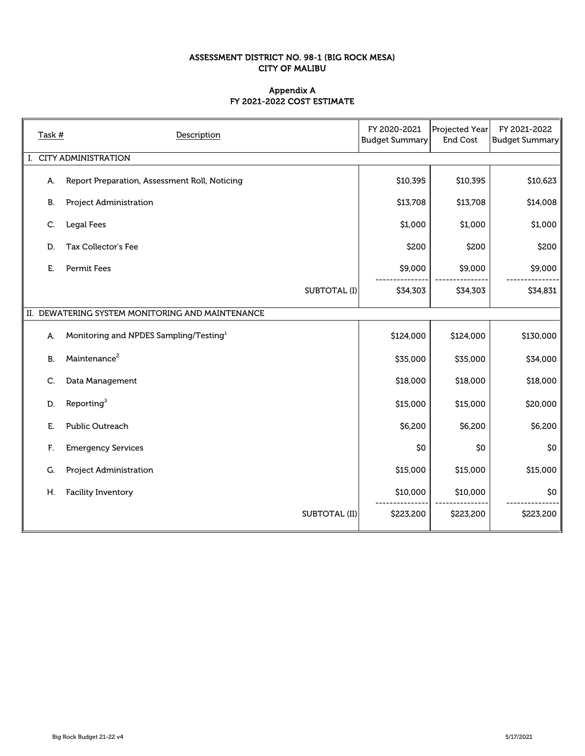# ASSESSMENT DISTRICT NO. 98-1 (BIG ROCK MESA)
## CITY OF MALIBU

### Appendix A
### FY 2021-2022 COST ESTIMATE

| Task # | Description | FY 2020-2021 Budget Summary | Projected Year End Cost | FY 2021-2022 Budget Summary |
|---|---|---|---|---|
| I. CITY ADMINISTRATION | | | | |
| A. | Report Preparation, Assessment Roll, Noticing | $10,395 | $10,395 | $10,623 |
| B. | Project Administration | $13,708 | $13,708 | $14,008 |
| C. | Legal Fees | $1,000 | $1,000 | $1,000 |
| D. | Tax Collector's Fee | $200 | $200 | $200 |
| E. | Permit Fees | $9,000 | $9,000 | $9,000 |
| | SUBTOTAL (I) | $34,303 | $34,303 | $34,831 |
| II. DEWATERING SYSTEM MONITORING AND MAINTENANCE | | | | |
| A. | Monitoring and NPDES Sampling/Testing[1] | $124,000 | $124,000 | $130,000 |
| B. | Maintenance[2] | $35,000 | $35,000 | $34,000 |
| C. | Data Management | $18,000 | $18,000 | $18,000 |
| D. | Reporting[3] | $15,000 | $15,000 | $20,000 |
| E. | Public Outreach | $6,200 | $6,200 | $6,200 |
| F. | Emergency Services | $0 | $0 | $0 |
| G. | Project Administration | $15,000 | $15,000 | $15,000 |
| H. | Facility Inventory | $10,000 | $10,000 | $0 |
| | SUBTOTAL (II) | $223,200 | $223,200 | $223,200 |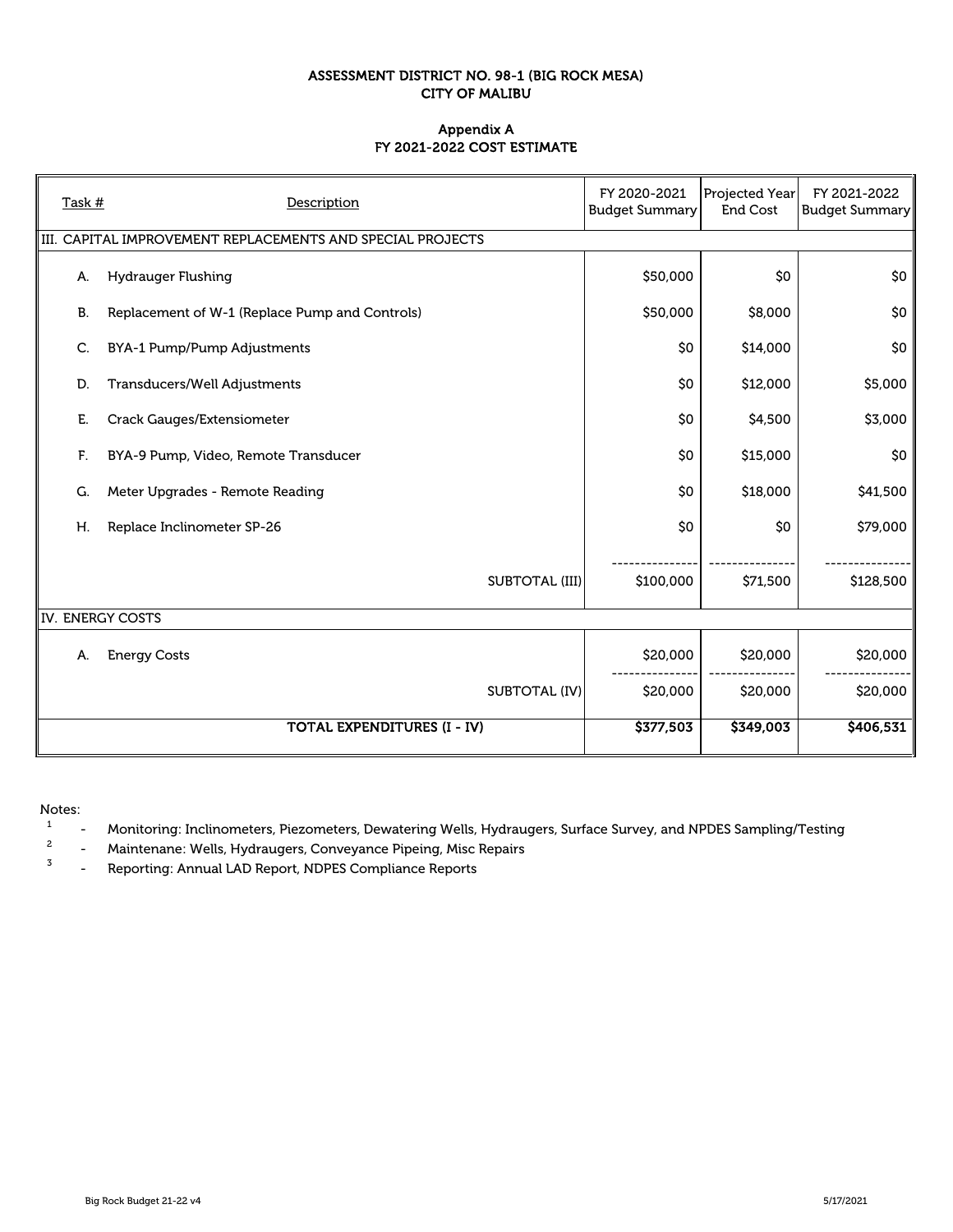# ASSESSMENT DISTRICT NO. 98-1 (BIG ROCK MESA)
## CITY OF MALIBU

### Appendix A
### FY 2021-2022 COST ESTIMATE

| Task # | Description | FY 2020-2021 Budget Summary | Projected Year End Cost | FY 2021-2022 Budget Summary |
|---|---|---|---|---|
| III. CAPITAL IMPROVEMENT REPLACEMENTS AND SPECIAL PROJECTS | | | | |
| A. | Hydrauger Flushing | $50,000 | $0 | $0 |
| B. | Replacement of W-1 (Replace Pump and Controls) | $50,000 | $8,000 | $0 |
| C. | BYA-1 Pump/Pump Adjustments | $0 | $14,000 | $0 |
| D. | Transducers/Well Adjustments | $0 | $12,000 | $5,000 |
| E. | Crack Gauges/Extensiometer | $0 | $4,500 | $3,000 |
| F. | BYA-9 Pump, Video, Remote Transducer | $0 | $15,000 | $0 |
| G. | Meter Upgrades - Remote Reading | $0 | $18,000 | $41,500 |
| H. | Replace Inclinometer SP-26 | $0 | $0 | $79,000 |
| | SUBTOTAL (III) | $100,000 | $71,500 | $128,500 |
| IV. ENERGY COSTS | | | | |
| A. | Energy Costs | $20,000 | $20,000 | $20,000 |
| | SUBTOTAL (IV) | $20,000 | $20,000 | $20,000 |
| | **TOTAL EXPENDITURES (I - IV)** | **$377,503** | **$349,003** | **$406,531** |

Notes:

[1] - Monitoring: Inclinometers, Piezometers, Dewatering Wells, Hydraugers, Surface Survey, and NPDES Sampling/Testing

[2] - Maintenane: Wells, Hydraugers, Conveyance Pipeing, Misc Repairs

[3] - Reporting: Annual LAD Report, NDPES Compliance Reports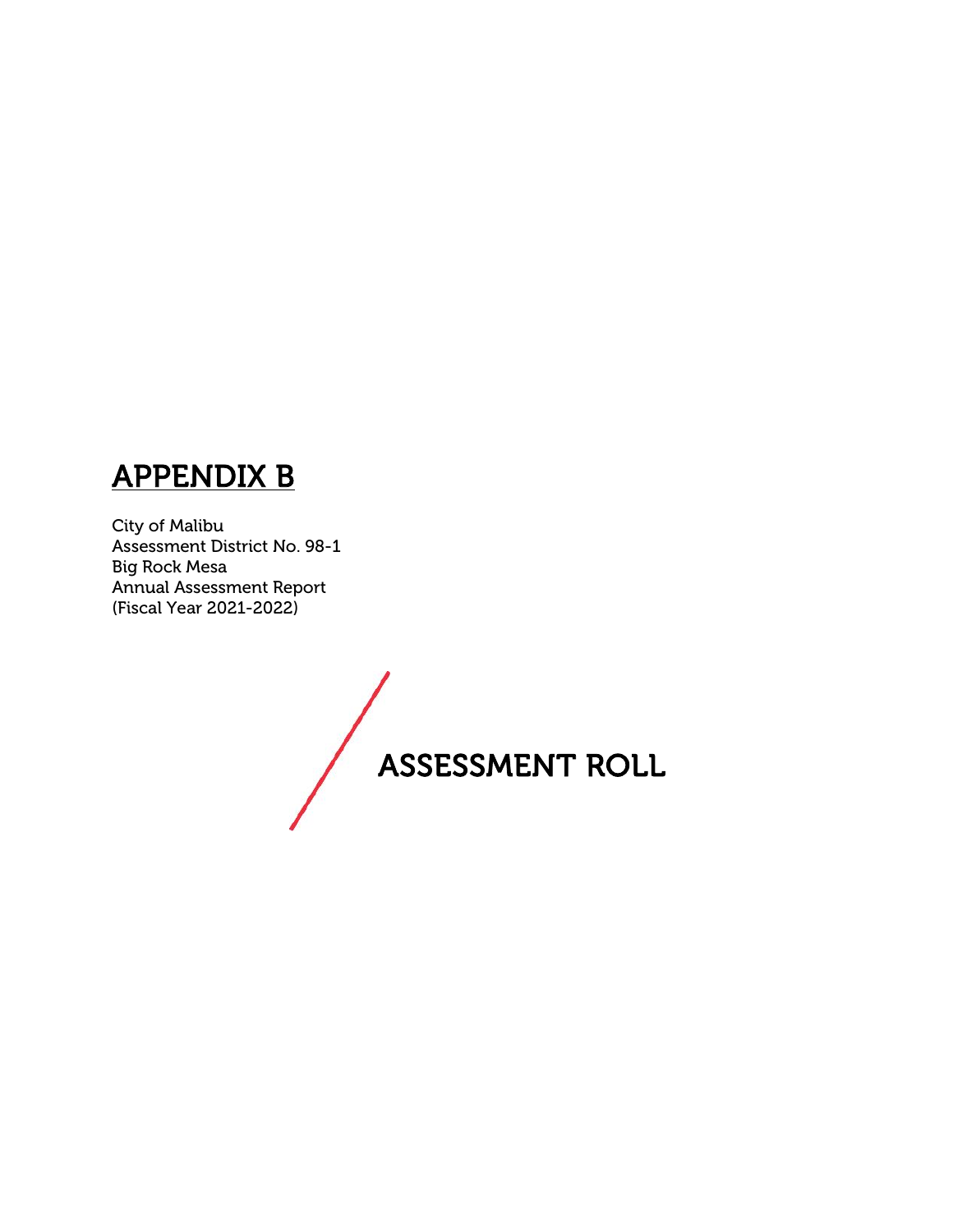# APPENDIX B

City of Malibu
Assessment District No. 98-1
Big Rock Mesa
Annual Assessment Report
(Fiscal Year 2021-2022)

## ASSESSMENT ROLL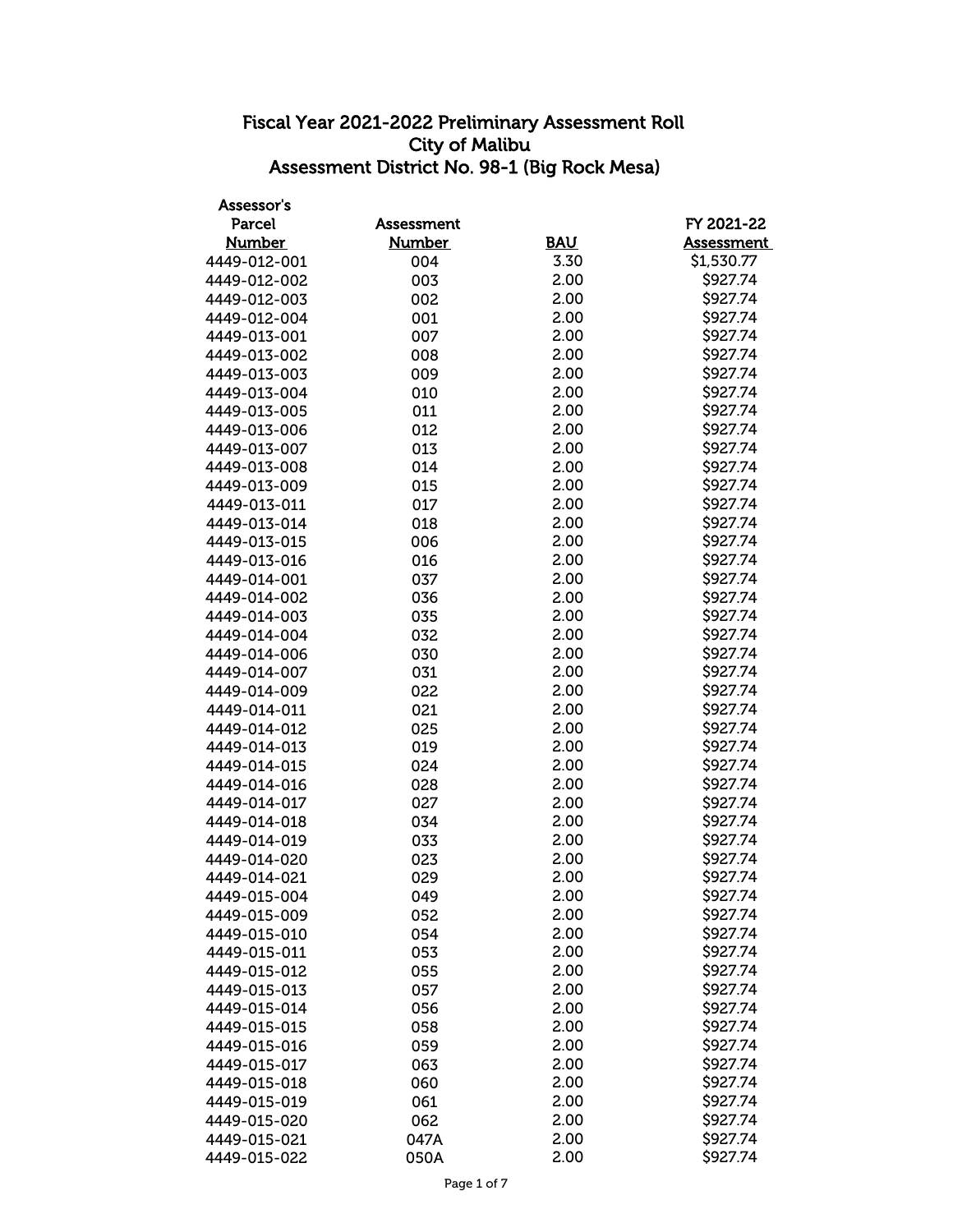# Fiscal Year 2021-2022 Preliminary Assessment Roll
## City of Malibu
## Assessment District No. 98-1 (Big Rock Mesa)

| Assessor's Parcel Number | Assessment Number | BAU | FY 2021-22 Assessment |
|---|---|---|---|
| 4449-012-001 | 004 | 3.30 | $1,530.77 |
| 4449-012-002 | 003 | 2.00 | $927.74 |
| 4449-012-003 | 002 | 2.00 | $927.74 |
| 4449-012-004 | 001 | 2.00 | $927.74 |
| 4449-013-001 | 007 | 2.00 | $927.74 |
| 4449-013-002 | 008 | 2.00 | $927.74 |
| 4449-013-003 | 009 | 2.00 | $927.74 |
| 4449-013-004 | 010 | 2.00 | $927.74 |
| 4449-013-005 | 011 | 2.00 | $927.74 |
| 4449-013-006 | 012 | 2.00 | $927.74 |
| 4449-013-007 | 013 | 2.00 | $927.74 |
| 4449-013-008 | 014 | 2.00 | $927.74 |
| 4449-013-009 | 015 | 2.00 | $927.74 |
| 4449-013-011 | 017 | 2.00 | $927.74 |
| 4449-013-014 | 018 | 2.00 | $927.74 |
| 4449-013-015 | 006 | 2.00 | $927.74 |
| 4449-013-016 | 016 | 2.00 | $927.74 |
| 4449-014-001 | 037 | 2.00 | $927.74 |
| 4449-014-002 | 036 | 2.00 | $927.74 |
| 4449-014-003 | 035 | 2.00 | $927.74 |
| 4449-014-004 | 032 | 2.00 | $927.74 |
| 4449-014-006 | 030 | 2.00 | $927.74 |
| 4449-014-007 | 031 | 2.00 | $927.74 |
| 4449-014-009 | 022 | 2.00 | $927.74 |
| 4449-014-011 | 021 | 2.00 | $927.74 |
| 4449-014-012 | 025 | 2.00 | $927.74 |
| 4449-014-013 | 019 | 2.00 | $927.74 |
| 4449-014-015 | 024 | 2.00 | $927.74 |
| 4449-014-016 | 028 | 2.00 | $927.74 |
| 4449-014-017 | 027 | 2.00 | $927.74 |
| 4449-014-018 | 034 | 2.00 | $927.74 |
| 4449-014-019 | 033 | 2.00 | $927.74 |
| 4449-014-020 | 023 | 2.00 | $927.74 |
| 4449-014-021 | 029 | 2.00 | $927.74 |
| 4449-015-004 | 049 | 2.00 | $927.74 |
| 4449-015-009 | 052 | 2.00 | $927.74 |
| 4449-015-010 | 054 | 2.00 | $927.74 |
| 4449-015-011 | 053 | 2.00 | $927.74 |
| 4449-015-012 | 055 | 2.00 | $927.74 |
| 4449-015-013 | 057 | 2.00 | $927.74 |
| 4449-015-014 | 056 | 2.00 | $927.74 |
| 4449-015-015 | 058 | 2.00 | $927.74 |
| 4449-015-016 | 059 | 2.00 | $927.74 |
| 4449-015-017 | 063 | 2.00 | $927.74 |
| 4449-015-018 | 060 | 2.00 | $927.74 |
| 4449-015-019 | 061 | 2.00 | $927.74 |
| 4449-015-020 | 062 | 2.00 | $927.74 |
| 4449-015-021 | 047A | 2.00 | $927.74 |
| 4449-015-022 | 050A | 2.00 | $927.74 |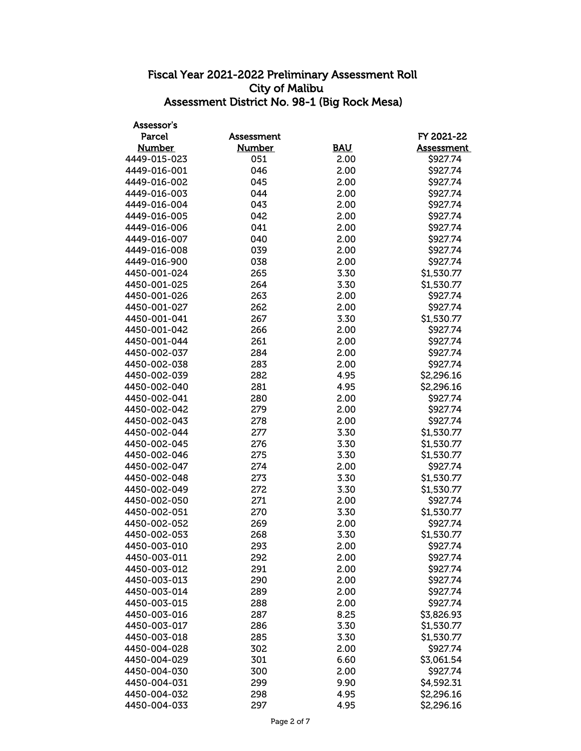# Fiscal Year 2021-2022 Preliminary Assessment Roll
## City of Malibu
## Assessment District No. 98-1 (Big Rock Mesa)

| Assessor's Parcel Number | Assessment Number | BAU | FY 2021-22 Assessment |
|---|---|---|---|
| 4449-015-023 | 051 | 2.00 | $927.74 |
| 4449-016-001 | 046 | 2.00 | $927.74 |
| 4449-016-002 | 045 | 2.00 | $927.74 |
| 4449-016-003 | 044 | 2.00 | $927.74 |
| 4449-016-004 | 043 | 2.00 | $927.74 |
| 4449-016-005 | 042 | 2.00 | $927.74 |
| 4449-016-006 | 041 | 2.00 | $927.74 |
| 4449-016-007 | 040 | 2.00 | $927.74 |
| 4449-016-008 | 039 | 2.00 | $927.74 |
| 4449-016-900 | 038 | 2.00 | $927.74 |
| 4450-001-024 | 265 | 3.30 | $1,530.77 |
| 4450-001-025 | 264 | 3.30 | $1,530.77 |
| 4450-001-026 | 263 | 2.00 | $927.74 |
| 4450-001-027 | 262 | 2.00 | $927.74 |
| 4450-001-041 | 267 | 3.30 | $1,530.77 |
| 4450-001-042 | 266 | 2.00 | $927.74 |
| 4450-001-044 | 261 | 2.00 | $927.74 |
| 4450-002-037 | 284 | 2.00 | $927.74 |
| 4450-002-038 | 283 | 2.00 | $927.74 |
| 4450-002-039 | 282 | 4.95 | $2,296.16 |
| 4450-002-040 | 281 | 4.95 | $2,296.16 |
| 4450-002-041 | 280 | 2.00 | $927.74 |
| 4450-002-042 | 279 | 2.00 | $927.74 |
| 4450-002-043 | 278 | 2.00 | $927.74 |
| 4450-002-044 | 277 | 3.30 | $1,530.77 |
| 4450-002-045 | 276 | 3.30 | $1,530.77 |
| 4450-002-046 | 275 | 3.30 | $1,530.77 |
| 4450-002-047 | 274 | 2.00 | $927.74 |
| 4450-002-048 | 273 | 3.30 | $1,530.77 |
| 4450-002-049 | 272 | 3.30 | $1,530.77 |
| 4450-002-050 | 271 | 2.00 | $927.74 |
| 4450-002-051 | 270 | 3.30 | $1,530.77 |
| 4450-002-052 | 269 | 2.00 | $927.74 |
| 4450-002-053 | 268 | 3.30 | $1,530.77 |
| 4450-003-010 | 293 | 2.00 | $927.74 |
| 4450-003-011 | 292 | 2.00 | $927.74 |
| 4450-003-012 | 291 | 2.00 | $927.74 |
| 4450-003-013 | 290 | 2.00 | $927.74 |
| 4450-003-014 | 289 | 2.00 | $927.74 |
| 4450-003-015 | 288 | 2.00 | $927.74 |
| 4450-003-016 | 287 | 8.25 | $3,826.93 |
| 4450-003-017 | 286 | 3.30 | $1,530.77 |
| 4450-003-018 | 285 | 3.30 | $1,530.77 |
| 4450-004-028 | 302 | 2.00 | $927.74 |
| 4450-004-029 | 301 | 6.60 | $3,061.54 |
| 4450-004-030 | 300 | 2.00 | $927.74 |
| 4450-004-031 | 299 | 9.90 | $4,592.31 |
| 4450-004-032 | 298 | 4.95 | $2,296.16 |
| 4450-004-033 | 297 | 4.95 | $2,296.16 |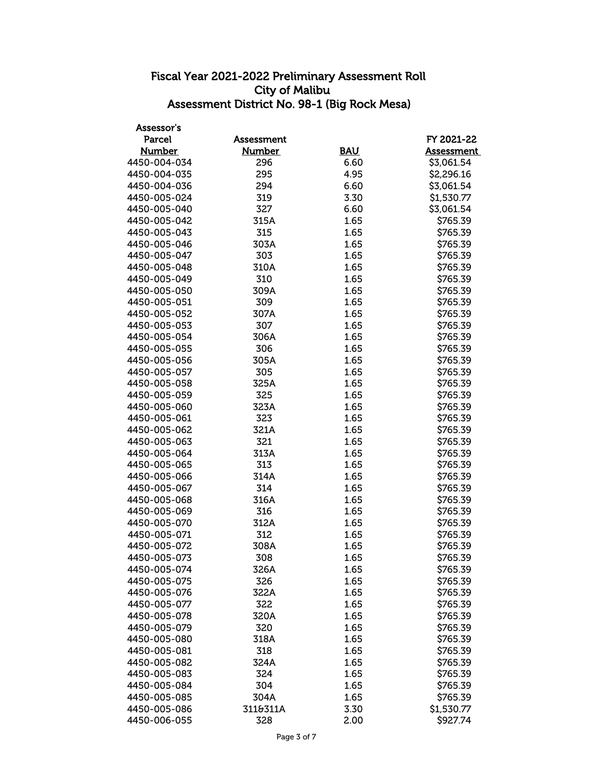# Fiscal Year 2021-2022 Preliminary Assessment Roll
## City of Malibu
## Assessment District No. 98-1 (Big Rock Mesa)

| Assessor's Parcel Number | Assessment Number | BAU | FY 2021-22 Assessment |
|---|---|---|---|
| 4450-004-034 | 296 | 6.60 | $3,061.54 |
| 4450-004-035 | 295 | 4.95 | $2,296.16 |
| 4450-004-036 | 294 | 6.60 | $3,061.54 |
| 4450-005-024 | 319 | 3.30 | $1,530.77 |
| 4450-005-040 | 327 | 6.60 | $3,061.54 |
| 4450-005-042 | 315A | 1.65 | $765.39 |
| 4450-005-043 | 315 | 1.65 | $765.39 |
| 4450-005-046 | 303A | 1.65 | $765.39 |
| 4450-005-047 | 303 | 1.65 | $765.39 |
| 4450-005-048 | 310A | 1.65 | $765.39 |
| 4450-005-049 | 310 | 1.65 | $765.39 |
| 4450-005-050 | 309A | 1.65 | $765.39 |
| 4450-005-051 | 309 | 1.65 | $765.39 |
| 4450-005-052 | 307A | 1.65 | $765.39 |
| 4450-005-053 | 307 | 1.65 | $765.39 |
| 4450-005-054 | 306A | 1.65 | $765.39 |
| 4450-005-055 | 306 | 1.65 | $765.39 |
| 4450-005-056 | 305A | 1.65 | $765.39 |
| 4450-005-057 | 305 | 1.65 | $765.39 |
| 4450-005-058 | 325A | 1.65 | $765.39 |
| 4450-005-059 | 325 | 1.65 | $765.39 |
| 4450-005-060 | 323A | 1.65 | $765.39 |
| 4450-005-061 | 323 | 1.65 | $765.39 |
| 4450-005-062 | 321A | 1.65 | $765.39 |
| 4450-005-063 | 321 | 1.65 | $765.39 |
| 4450-005-064 | 313A | 1.65 | $765.39 |
| 4450-005-065 | 313 | 1.65 | $765.39 |
| 4450-005-066 | 314A | 1.65 | $765.39 |
| 4450-005-067 | 314 | 1.65 | $765.39 |
| 4450-005-068 | 316A | 1.65 | $765.39 |
| 4450-005-069 | 316 | 1.65 | $765.39 |
| 4450-005-070 | 312A | 1.65 | $765.39 |
| 4450-005-071 | 312 | 1.65 | $765.39 |
| 4450-005-072 | 308A | 1.65 | $765.39 |
| 4450-005-073 | 308 | 1.65 | $765.39 |
| 4450-005-074 | 326A | 1.65 | $765.39 |
| 4450-005-075 | 326 | 1.65 | $765.39 |
| 4450-005-076 | 322A | 1.65 | $765.39 |
| 4450-005-077 | 322 | 1.65 | $765.39 |
| 4450-005-078 | 320A | 1.65 | $765.39 |
| 4450-005-079 | 320 | 1.65 | $765.39 |
| 4450-005-080 | 318A | 1.65 | $765.39 |
| 4450-005-081 | 318 | 1.65 | $765.39 |
| 4450-005-082 | 324A | 1.65 | $765.39 |
| 4450-005-083 | 324 | 1.65 | $765.39 |
| 4450-005-084 | 304 | 1.65 | $765.39 |
| 4450-005-085 | 304A | 1.65 | $765.39 |
| 4450-005-086 | 311&311A | 3.30 | $1,530.77 |
| 4450-006-055 | 328 | 2.00 | $927.74 |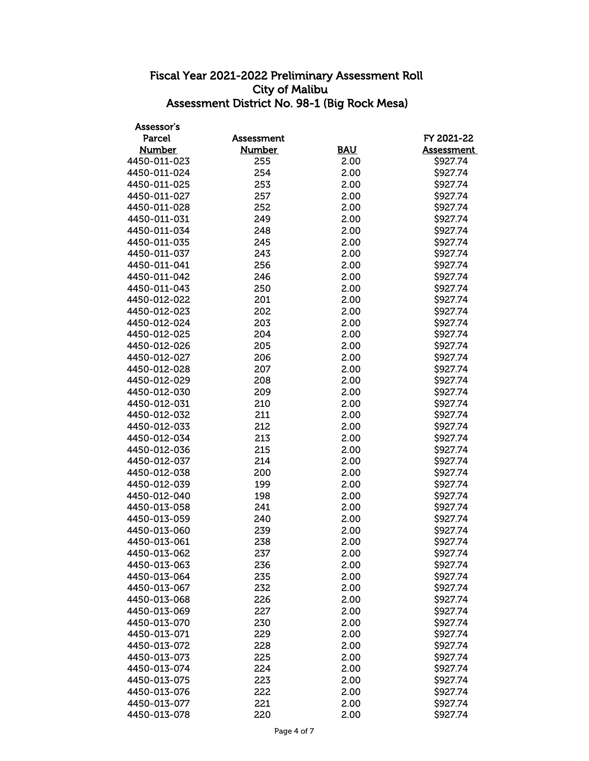# Fiscal Year 2021-2022 Preliminary Assessment Roll
## City of Malibu
## Assessment District No. 98-1 (Big Rock Mesa)

| Assessor's Parcel Number | Assessment Number | BAU | FY 2021-22 Assessment |
|---|---|---|---|
| 4450-011-023 | 255 | 2.00 | $927.74 |
| 4450-011-024 | 254 | 2.00 | $927.74 |
| 4450-011-025 | 253 | 2.00 | $927.74 |
| 4450-011-027 | 257 | 2.00 | $927.74 |
| 4450-011-028 | 252 | 2.00 | $927.74 |
| 4450-011-031 | 249 | 2.00 | $927.74 |
| 4450-011-034 | 248 | 2.00 | $927.74 |
| 4450-011-035 | 245 | 2.00 | $927.74 |
| 4450-011-037 | 243 | 2.00 | $927.74 |
| 4450-011-041 | 256 | 2.00 | $927.74 |
| 4450-011-042 | 246 | 2.00 | $927.74 |
| 4450-011-043 | 250 | 2.00 | $927.74 |
| 4450-012-022 | 201 | 2.00 | $927.74 |
| 4450-012-023 | 202 | 2.00 | $927.74 |
| 4450-012-024 | 203 | 2.00 | $927.74 |
| 4450-012-025 | 204 | 2.00 | $927.74 |
| 4450-012-026 | 205 | 2.00 | $927.74 |
| 4450-012-027 | 206 | 2.00 | $927.74 |
| 4450-012-028 | 207 | 2.00 | $927.74 |
| 4450-012-029 | 208 | 2.00 | $927.74 |
| 4450-012-030 | 209 | 2.00 | $927.74 |
| 4450-012-031 | 210 | 2.00 | $927.74 |
| 4450-012-032 | 211 | 2.00 | $927.74 |
| 4450-012-033 | 212 | 2.00 | $927.74 |
| 4450-012-034 | 213 | 2.00 | $927.74 |
| 4450-012-036 | 215 | 2.00 | $927.74 |
| 4450-012-037 | 214 | 2.00 | $927.74 |
| 4450-012-038 | 200 | 2.00 | $927.74 |
| 4450-012-039 | 199 | 2.00 | $927.74 |
| 4450-012-040 | 198 | 2.00 | $927.74 |
| 4450-013-058 | 241 | 2.00 | $927.74 |
| 4450-013-059 | 240 | 2.00 | $927.74 |
| 4450-013-060 | 239 | 2.00 | $927.74 |
| 4450-013-061 | 238 | 2.00 | $927.74 |
| 4450-013-062 | 237 | 2.00 | $927.74 |
| 4450-013-063 | 236 | 2.00 | $927.74 |
| 4450-013-064 | 235 | 2.00 | $927.74 |
| 4450-013-067 | 232 | 2.00 | $927.74 |
| 4450-013-068 | 226 | 2.00 | $927.74 |
| 4450-013-069 | 227 | 2.00 | $927.74 |
| 4450-013-070 | 230 | 2.00 | $927.74 |
| 4450-013-071 | 229 | 2.00 | $927.74 |
| 4450-013-072 | 228 | 2.00 | $927.74 |
| 4450-013-073 | 225 | 2.00 | $927.74 |
| 4450-013-074 | 224 | 2.00 | $927.74 |
| 4450-013-075 | 223 | 2.00 | $927.74 |
| 4450-013-076 | 222 | 2.00 | $927.74 |
| 4450-013-077 | 221 | 2.00 | $927.74 |
| 4450-013-078 | 220 | 2.00 | $927.74 |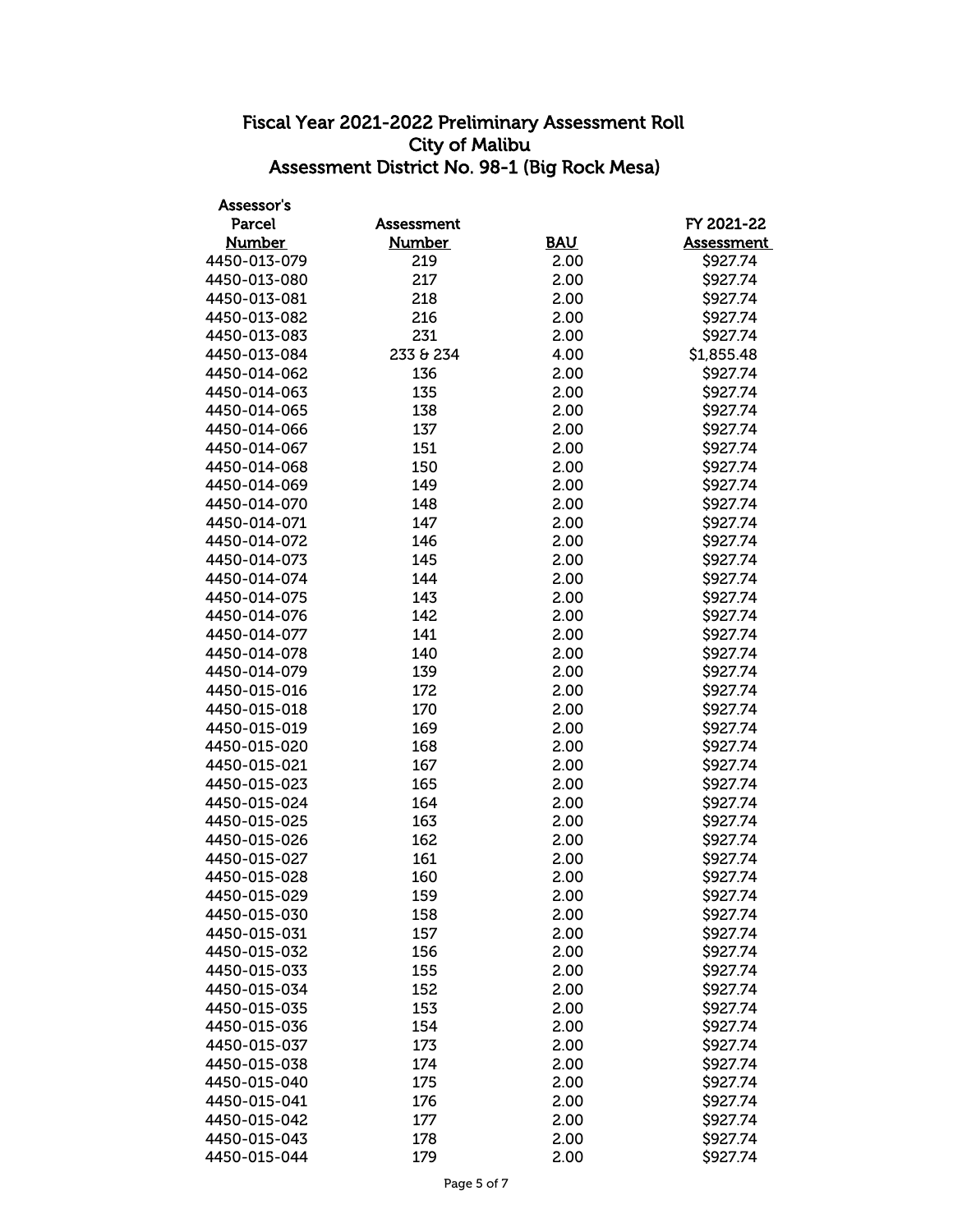# Fiscal Year 2021-2022 Preliminary Assessment Roll
## City of Malibu
## Assessment District No. 98-1 (Big Rock Mesa)

| Assessor's Parcel Number | Assessment Number | BAU | FY 2021-22 Assessment |
|---|---|---|---|
| 4450-013-079 | 219 | 2.00 | $927.74 |
| 4450-013-080 | 217 | 2.00 | $927.74 |
| 4450-013-081 | 218 | 2.00 | $927.74 |
| 4450-013-082 | 216 | 2.00 | $927.74 |
| 4450-013-083 | 231 | 2.00 | $927.74 |
| 4450-013-084 | 233 & 234 | 4.00 | $1,855.48 |
| 4450-014-062 | 136 | 2.00 | $927.74 |
| 4450-014-063 | 135 | 2.00 | $927.74 |
| 4450-014-065 | 138 | 2.00 | $927.74 |
| 4450-014-066 | 137 | 2.00 | $927.74 |
| 4450-014-067 | 151 | 2.00 | $927.74 |
| 4450-014-068 | 150 | 2.00 | $927.74 |
| 4450-014-069 | 149 | 2.00 | $927.74 |
| 4450-014-070 | 148 | 2.00 | $927.74 |
| 4450-014-071 | 147 | 2.00 | $927.74 |
| 4450-014-072 | 146 | 2.00 | $927.74 |
| 4450-014-073 | 145 | 2.00 | $927.74 |
| 4450-014-074 | 144 | 2.00 | $927.74 |
| 4450-014-075 | 143 | 2.00 | $927.74 |
| 4450-014-076 | 142 | 2.00 | $927.74 |
| 4450-014-077 | 141 | 2.00 | $927.74 |
| 4450-014-078 | 140 | 2.00 | $927.74 |
| 4450-014-079 | 139 | 2.00 | $927.74 |
| 4450-015-016 | 172 | 2.00 | $927.74 |
| 4450-015-018 | 170 | 2.00 | $927.74 |
| 4450-015-019 | 169 | 2.00 | $927.74 |
| 4450-015-020 | 168 | 2.00 | $927.74 |
| 4450-015-021 | 167 | 2.00 | $927.74 |
| 4450-015-023 | 165 | 2.00 | $927.74 |
| 4450-015-024 | 164 | 2.00 | $927.74 |
| 4450-015-025 | 163 | 2.00 | $927.74 |
| 4450-015-026 | 162 | 2.00 | $927.74 |
| 4450-015-027 | 161 | 2.00 | $927.74 |
| 4450-015-028 | 160 | 2.00 | $927.74 |
| 4450-015-029 | 159 | 2.00 | $927.74 |
| 4450-015-030 | 158 | 2.00 | $927.74 |
| 4450-015-031 | 157 | 2.00 | $927.74 |
| 4450-015-032 | 156 | 2.00 | $927.74 |
| 4450-015-033 | 155 | 2.00 | $927.74 |
| 4450-015-034 | 152 | 2.00 | $927.74 |
| 4450-015-035 | 153 | 2.00 | $927.74 |
| 4450-015-036 | 154 | 2.00 | $927.74 |
| 4450-015-037 | 173 | 2.00 | $927.74 |
| 4450-015-038 | 174 | 2.00 | $927.74 |
| 4450-015-040 | 175 | 2.00 | $927.74 |
| 4450-015-041 | 176 | 2.00 | $927.74 |
| 4450-015-042 | 177 | 2.00 | $927.74 |
| 4450-015-043 | 178 | 2.00 | $927.74 |
| 4450-015-044 | 179 | 2.00 | $927.74 |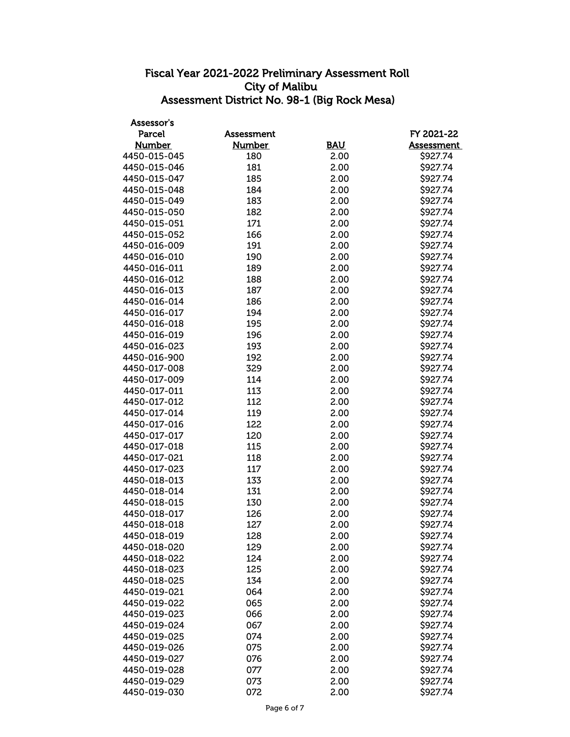## Fiscal Year 2021-2022 Preliminary Assessment Roll
## City of Malibu
## Assessment District No. 98-1 (Big Rock Mesa)

| Assessor's Parcel Number | Assessment Number | BAU | FY 2021-22 Assessment |
|---|---|---|---|
| 4450-015-045 | 180 | 2.00 | $927.74 |
| 4450-015-046 | 181 | 2.00 | $927.74 |
| 4450-015-047 | 185 | 2.00 | $927.74 |
| 4450-015-048 | 184 | 2.00 | $927.74 |
| 4450-015-049 | 183 | 2.00 | $927.74 |
| 4450-015-050 | 182 | 2.00 | $927.74 |
| 4450-015-051 | 171 | 2.00 | $927.74 |
| 4450-015-052 | 166 | 2.00 | $927.74 |
| 4450-016-009 | 191 | 2.00 | $927.74 |
| 4450-016-010 | 190 | 2.00 | $927.74 |
| 4450-016-011 | 189 | 2.00 | $927.74 |
| 4450-016-012 | 188 | 2.00 | $927.74 |
| 4450-016-013 | 187 | 2.00 | $927.74 |
| 4450-016-014 | 186 | 2.00 | $927.74 |
| 4450-016-017 | 194 | 2.00 | $927.74 |
| 4450-016-018 | 195 | 2.00 | $927.74 |
| 4450-016-019 | 196 | 2.00 | $927.74 |
| 4450-016-023 | 193 | 2.00 | $927.74 |
| 4450-016-900 | 192 | 2.00 | $927.74 |
| 4450-017-008 | 329 | 2.00 | $927.74 |
| 4450-017-009 | 114 | 2.00 | $927.74 |
| 4450-017-011 | 113 | 2.00 | $927.74 |
| 4450-017-012 | 112 | 2.00 | $927.74 |
| 4450-017-014 | 119 | 2.00 | $927.74 |
| 4450-017-016 | 122 | 2.00 | $927.74 |
| 4450-017-017 | 120 | 2.00 | $927.74 |
| 4450-017-018 | 115 | 2.00 | $927.74 |
| 4450-017-021 | 118 | 2.00 | $927.74 |
| 4450-017-023 | 117 | 2.00 | $927.74 |
| 4450-018-013 | 133 | 2.00 | $927.74 |
| 4450-018-014 | 131 | 2.00 | $927.74 |
| 4450-018-015 | 130 | 2.00 | $927.74 |
| 4450-018-017 | 126 | 2.00 | $927.74 |
| 4450-018-018 | 127 | 2.00 | $927.74 |
| 4450-018-019 | 128 | 2.00 | $927.74 |
| 4450-018-020 | 129 | 2.00 | $927.74 |
| 4450-018-022 | 124 | 2.00 | $927.74 |
| 4450-018-023 | 125 | 2.00 | $927.74 |
| 4450-018-025 | 134 | 2.00 | $927.74 |
| 4450-019-021 | 064 | 2.00 | $927.74 |
| 4450-019-022 | 065 | 2.00 | $927.74 |
| 4450-019-023 | 066 | 2.00 | $927.74 |
| 4450-019-024 | 067 | 2.00 | $927.74 |
| 4450-019-025 | 074 | 2.00 | $927.74 |
| 4450-019-026 | 075 | 2.00 | $927.74 |
| 4450-019-027 | 076 | 2.00 | $927.74 |
| 4450-019-028 | 077 | 2.00 | $927.74 |
| 4450-019-029 | 073 | 2.00 | $927.74 |
| 4450-019-030 | 072 | 2.00 | $927.74 |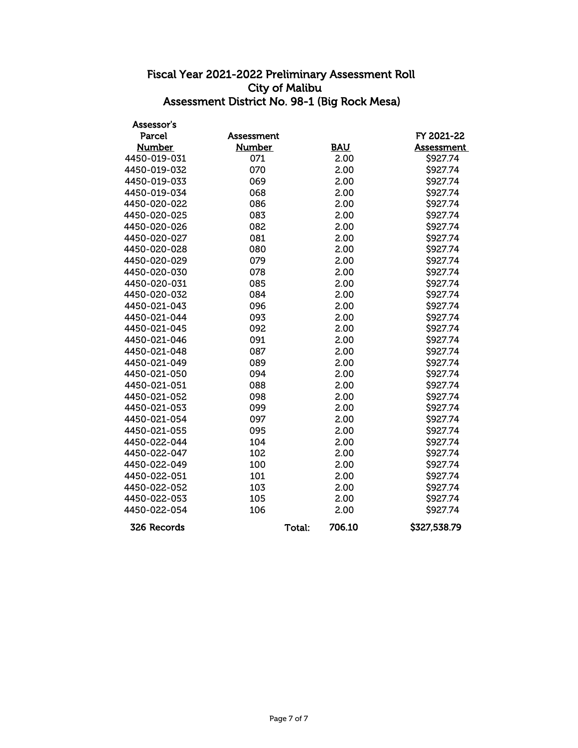## Fiscal Year 2021-2022 Preliminary Assessment Roll
## City of Malibu
## Assessment District No. 98-1 (Big Rock Mesa)

| Assessor's Parcel Number | Assessment Number | | BAU | FY 2021-22 Assessment |
|---|---|---|---|---|
| 4450-019-031 | 071 | | 2.00 | $927.74 |
| 4450-019-032 | 070 | | 2.00 | $927.74 |
| 4450-019-033 | 069 | | 2.00 | $927.74 |
| 4450-019-034 | 068 | | 2.00 | $927.74 |
| 4450-020-022 | 086 | | 2.00 | $927.74 |
| 4450-020-025 | 083 | | 2.00 | $927.74 |
| 4450-020-026 | 082 | | 2.00 | $927.74 |
| 4450-020-027 | 081 | | 2.00 | $927.74 |
| 4450-020-028 | 080 | | 2.00 | $927.74 |
| 4450-020-029 | 079 | | 2.00 | $927.74 |
| 4450-020-030 | 078 | | 2.00 | $927.74 |
| 4450-020-031 | 085 | | 2.00 | $927.74 |
| 4450-020-032 | 084 | | 2.00 | $927.74 |
| 4450-021-043 | 096 | | 2.00 | $927.74 |
| 4450-021-044 | 093 | | 2.00 | $927.74 |
| 4450-021-045 | 092 | | 2.00 | $927.74 |
| 4450-021-046 | 091 | | 2.00 | $927.74 |
| 4450-021-048 | 087 | | 2.00 | $927.74 |
| 4450-021-049 | 089 | | 2.00 | $927.74 |
| 4450-021-050 | 094 | | 2.00 | $927.74 |
| 4450-021-051 | 088 | | 2.00 | $927.74 |
| 4450-021-052 | 098 | | 2.00 | $927.74 |
| 4450-021-053 | 099 | | 2.00 | $927.74 |
| 4450-021-054 | 097 | | 2.00 | $927.74 |
| 4450-021-055 | 095 | | 2.00 | $927.74 |
| 4450-022-044 | 104 | | 2.00 | $927.74 |
| 4450-022-047 | 102 | | 2.00 | $927.74 |
| 4450-022-049 | 100 | | 2.00 | $927.74 |
| 4450-022-051 | 101 | | 2.00 | $927.74 |
| 4450-022-052 | 103 | | 2.00 | $927.74 |
| 4450-022-053 | 105 | | 2.00 | $927.74 |
| 4450-022-054 | 106 | | 2.00 | $927.74 |
| **326 Records** | | **Total:** | **706.10** | **$327,538.79** |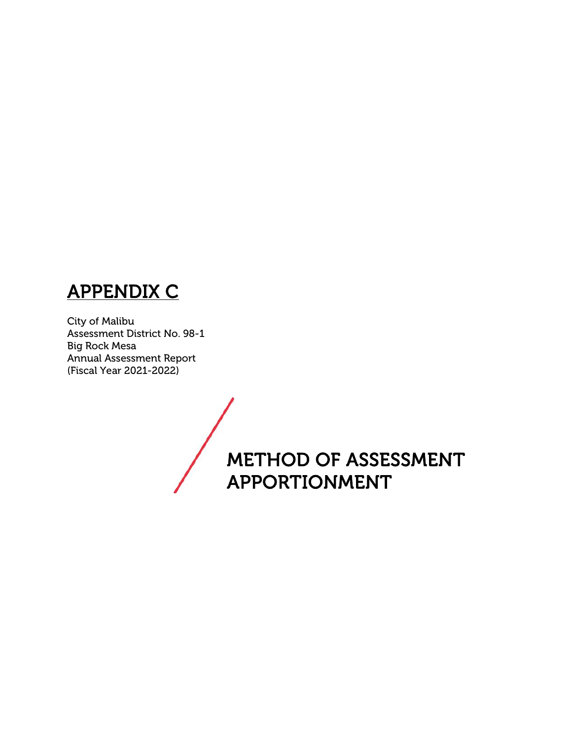# APPENDIX C

City of Malibu
Assessment District No. 98-1
Big Rock Mesa
Annual Assessment Report
(Fiscal Year 2021-2022)

## METHOD OF ASSESSMENT APPORTIONMENT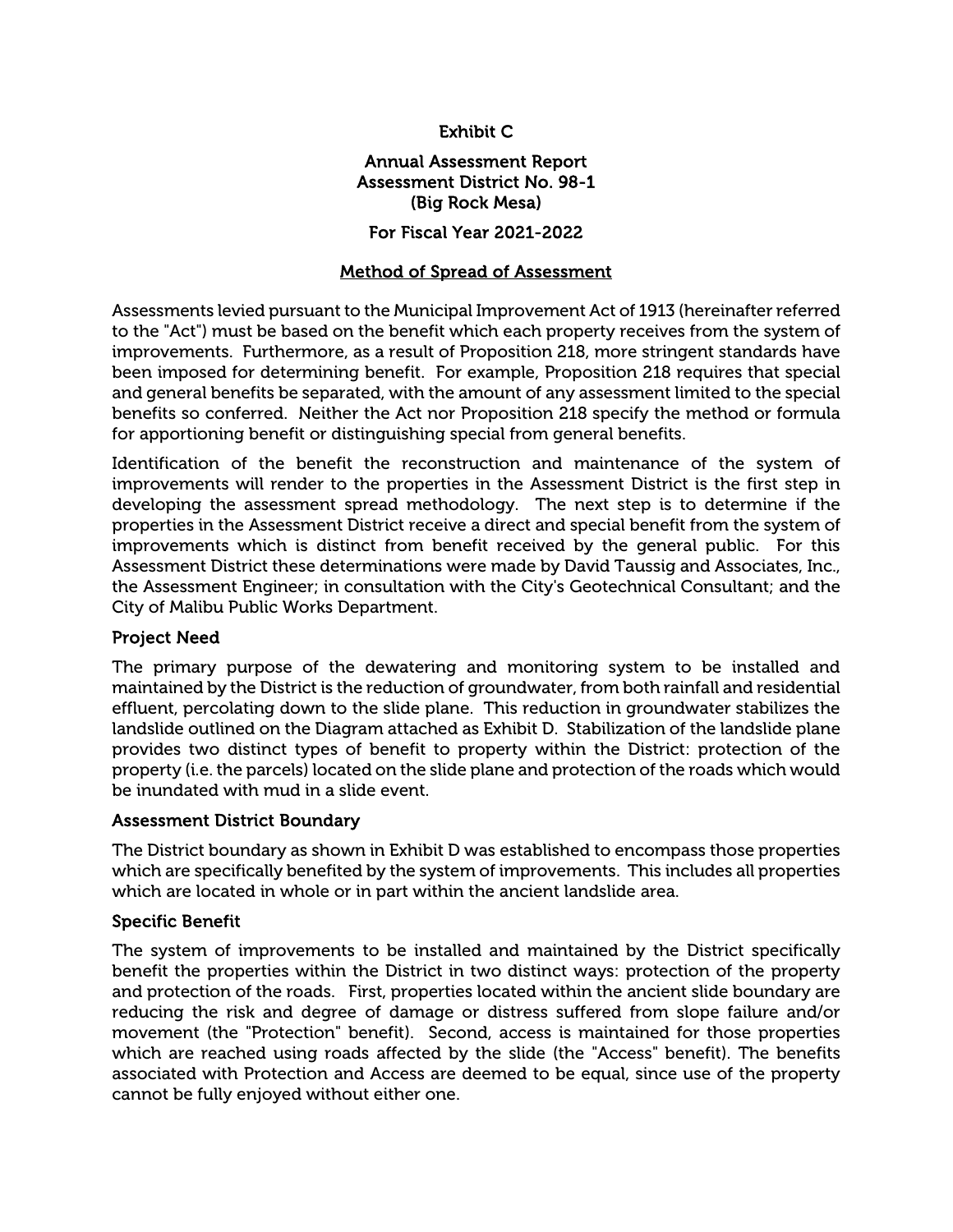# Exhibit C

## Annual Assessment Report
## Assessment District No. 98-1
## (Big Rock Mesa)

## For Fiscal Year 2021-2022

### Method of Spread of Assessment

Assessments levied pursuant to the Municipal Improvement Act of 1913 (hereinafter referred to the "Act") must be based on the benefit which each property receives from the system of improvements. Furthermore, as a result of Proposition 218, more stringent standards have been imposed for determining benefit. For example, Proposition 218 requires that special and general benefits be separated, with the amount of any assessment limited to the special benefits so conferred. Neither the Act nor Proposition 218 specify the method or formula for apportioning benefit or distinguishing special from general benefits.

Identification of the benefit the reconstruction and maintenance of the system of improvements will render to the properties in the Assessment District is the first step in developing the assessment spread methodology. The next step is to determine if the properties in the Assessment District receive a direct and special benefit from the system of improvements which is distinct from benefit received by the general public. For this Assessment District these determinations were made by David Taussig and Associates, Inc., the Assessment Engineer; in consultation with the City's Geotechnical Consultant; and the City of Malibu Public Works Department.

### Project Need

The primary purpose of the dewatering and monitoring system to be installed and maintained by the District is the reduction of groundwater, from both rainfall and residential effluent, percolating down to the slide plane. This reduction in groundwater stabilizes the landslide outlined on the Diagram attached as Exhibit D. Stabilization of the landslide plane provides two distinct types of benefit to property within the District: protection of the property (i.e. the parcels) located on the slide plane and protection of the roads which would be inundated with mud in a slide event.

### Assessment District Boundary

The District boundary as shown in Exhibit D was established to encompass those properties which are specifically benefited by the system of improvements. This includes all properties which are located in whole or in part within the ancient landslide area.

### Specific Benefit

The system of improvements to be installed and maintained by the District specifically benefit the properties within the District in two distinct ways: protection of the property and protection of the roads. First, properties located within the ancient slide boundary are reducing the risk and degree of damage or distress suffered from slope failure and/or movement (the "Protection" benefit). Second, access is maintained for those properties which are reached using roads affected by the slide (the "Access" benefit). The benefits associated with Protection and Access are deemed to be equal, since use of the property cannot be fully enjoyed without either one.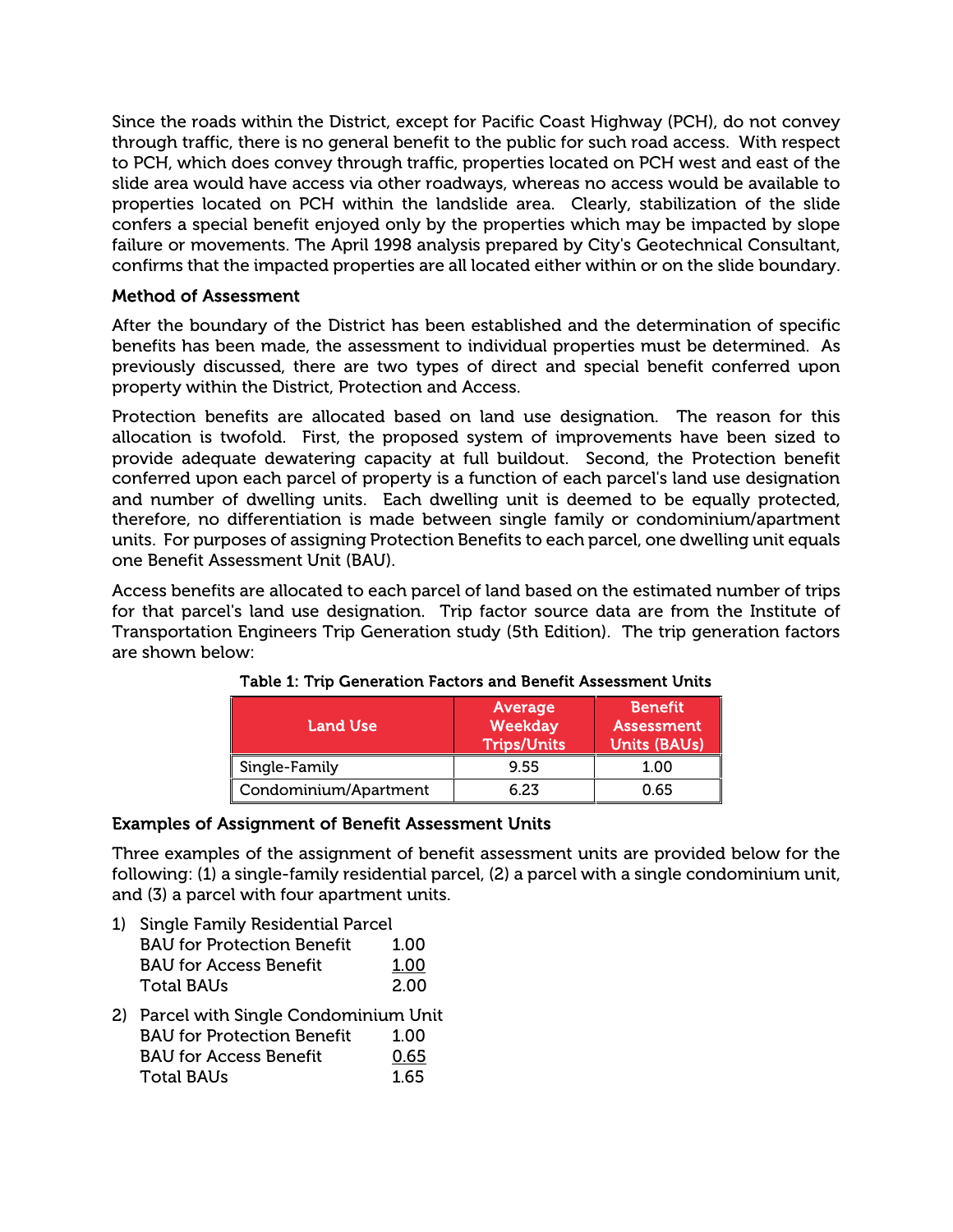Since the roads within the District, except for Pacific Coast Highway (PCH), do not convey through traffic, there is no general benefit to the public for such road access. With respect to PCH, which does convey through traffic, properties located on PCH west and east of the slide area would have access via other roadways, whereas no access would be available to properties located on PCH within the landslide area. Clearly, stabilization of the slide confers a special benefit enjoyed only by the properties which may be impacted by slope failure or movements. The April 1998 analysis prepared by City's Geotechnical Consultant, confirms that the impacted properties are all located either within or on the slide boundary.

### Method of Assessment

After the boundary of the District has been established and the determination of specific benefits has been made, the assessment to individual properties must be determined. As previously discussed, there are two types of direct and special benefit conferred upon property within the District, Protection and Access.

Protection benefits are allocated based on land use designation. The reason for this allocation is twofold. First, the proposed system of improvements have been sized to provide adequate dewatering capacity at full buildout. Second, the Protection benefit conferred upon each parcel of property is a function of each parcel's land use designation and number of dwelling units. Each dwelling unit is deemed to be equally protected, therefore, no differentiation is made between single family or condominium/apartment units. For purposes of assigning Protection Benefits to each parcel, one dwelling unit equals one Benefit Assessment Unit (BAU).

Access benefits are allocated to each parcel of land based on the estimated number of trips for that parcel's land use designation. Trip factor source data are from the Institute of Transportation Engineers Trip Generation study (5th Edition). The trip generation factors are shown below:

**Table 1: Trip Generation Factors and Benefit Assessment Units**

| Land Use | Average Weekday Trips/Units | Benefit Assessment Units (BAUs) |
|---|---|---|
| Single-Family | 9.55 | 1.00 |
| Condominium/Apartment | 6.23 | 0.65 |

### Examples of Assignment of Benefit Assessment Units

Three examples of the assignment of benefit assessment units are provided below for the following: (1) a single-family residential parcel, (2) a parcel with a single condominium unit, and (3) a parcel with four apartment units.

1) Single Family Residential Parcel
   BAU for Protection Benefit 1.00
   BAU for Access Benefit 1.00
   Total BAUs 2.00

2) Parcel with Single Condominium Unit
   BAU for Protection Benefit 1.00
   BAU for Access Benefit 0.65
   Total BAUs 1.65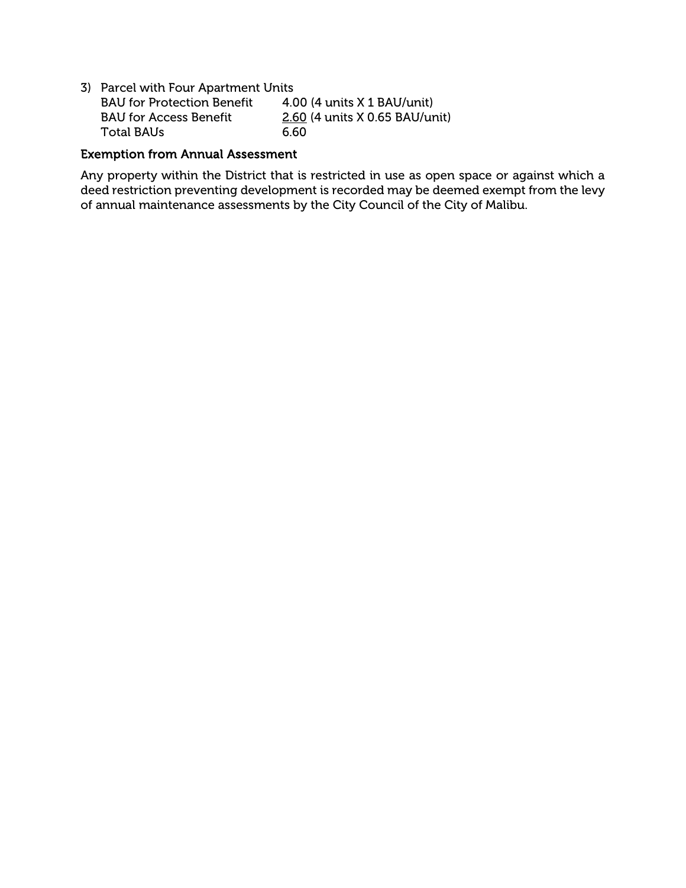3) Parcel with Four Apartment Units

| | |
|---|---|
| BAU for Protection Benefit | 4.00 (4 units X 1 BAU/unit) |
| BAU for Access Benefit | 2.60 (4 units X 0.65 BAU/unit) |
| Total BAUs | 6.60 |

**Exemption from Annual Assessment**

Any property within the District that is restricted in use as open space or against which a deed restriction preventing development is recorded may be deemed exempt from the levy of annual maintenance assessments by the City Council of the City of Malibu.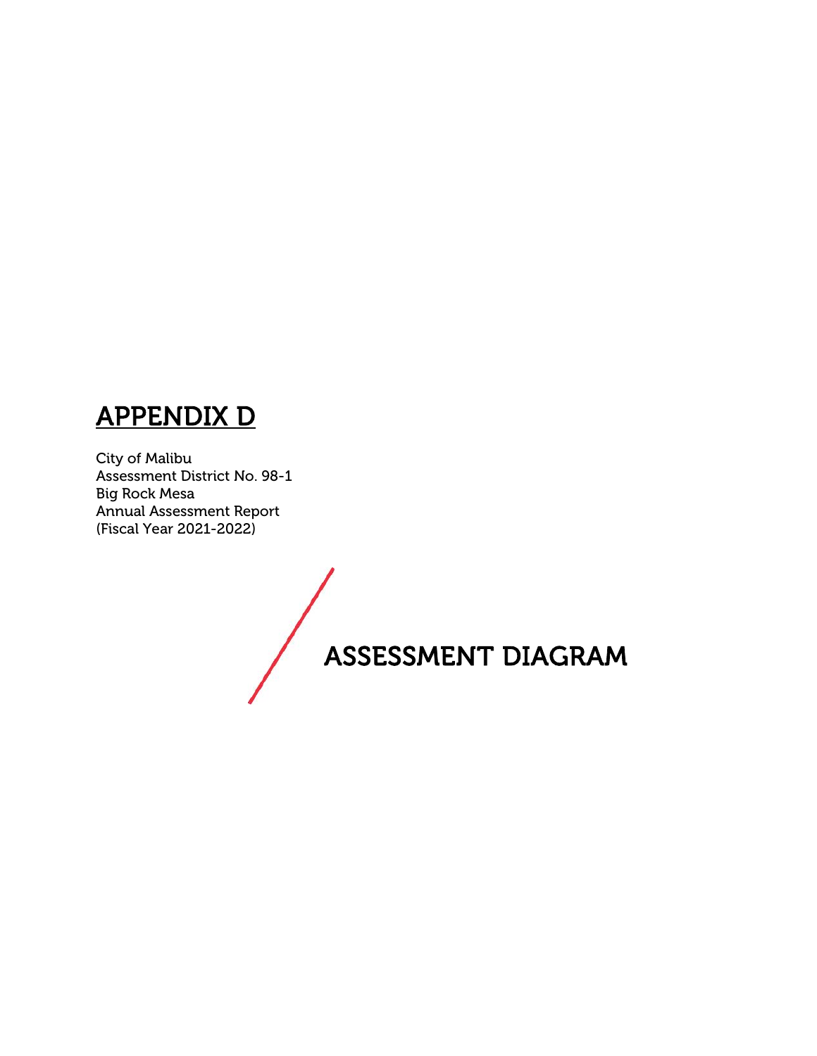# APPENDIX D

City of Malibu
Assessment District No. 98-1
Big Rock Mesa
Annual Assessment Report
(Fiscal Year 2021-2022)

## ASSESSMENT DIAGRAM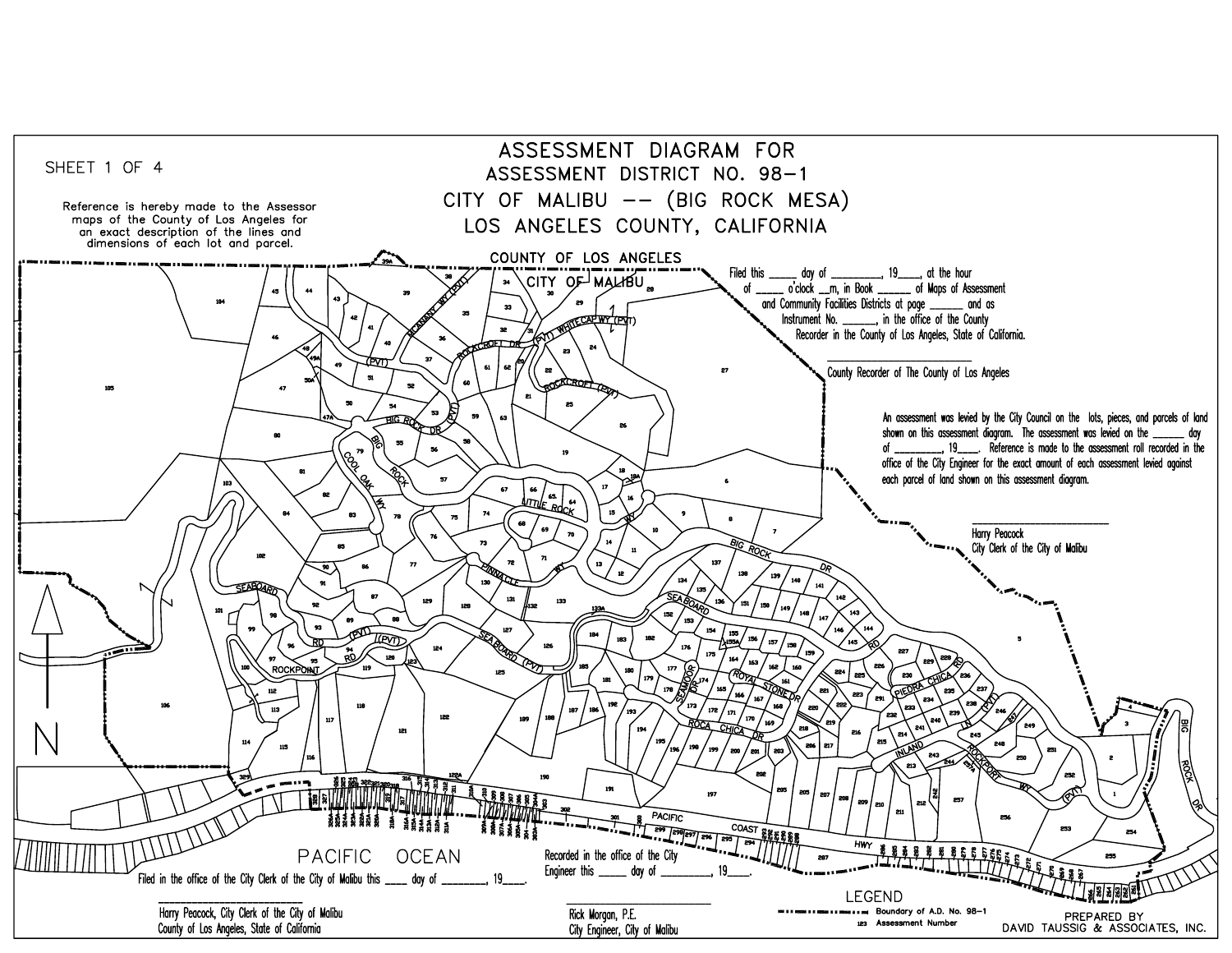SHEET 1 OF 4

# ASSESSMENT DIAGRAM FOR
## ASSESSMENT DISTRICT NO. 98-1
## CITY OF MALIBU -- (BIG ROCK MESA)
## LOS ANGELES COUNTY, CALIFORNIA

Reference is hereby made to the Assessor maps of the County of Los Angeles for an exact description of the lines and dimensions of each lot and parcel.

Filed this _____ day of _________, 19____, at the hour of _____ o'clock __m, in Book ______ of Maps of Assessment and Community Facilities Districts at page ______ and as Instrument No. ______, in the office of the County Recorder in the County of Los Angeles, State of California.

______________________________
County Recorder of The County of Los Angeles

An assessment was levied by the City Council on the lots, pieces, and parcels of land shown on this assessment diagram. The assessment was levied on the ______ day of _________, 19____. Reference is made to the assessment roll recorded in the office of the City Engineer for the exact amount of each assessment levied against each parcel of land shown on this assessment diagram.

______________________________
Harry Peacock
City Clerk of the City of Malibu

Filed in the office of the City Clerk of the City of Malibu this ____ day of ________, 19____.

______________________________
Harry Peacock, City Clerk of the City of Malibu
County of Los Angeles, State of California

Recorded in the office of the City Engineer this _____ day of _________, 19____.

______________________________
Rick Morgan, P.E.
City Engineer, City of Malibu

LEGEND

- Boundary of A.D. No. 98-1
- 123 Assessment Number

PREPARED BY
DAVID TAUSSIG & ASSOCIATES, INC.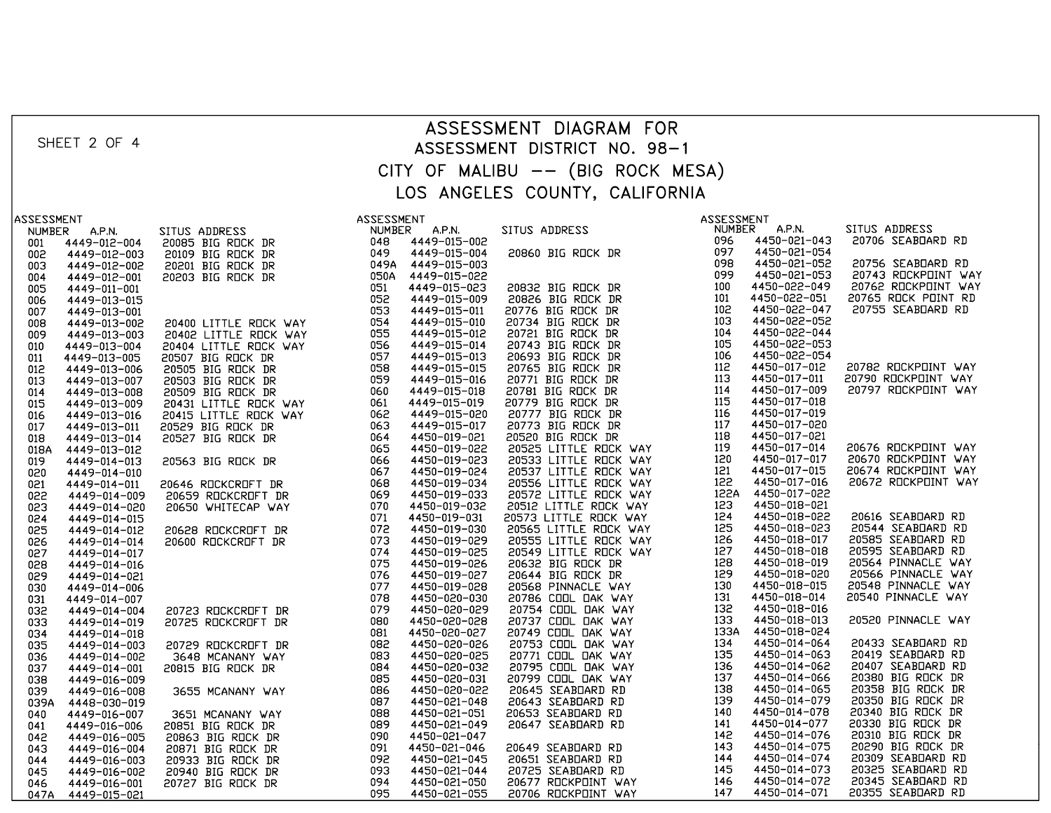SHEET 2 OF 4

# ASSESSMENT DIAGRAM FOR
## ASSESSMENT DISTRICT NO. 98–1
## CITY OF MALIBU –– (BIG ROCK MESA)
## LOS ANGELES COUNTY, CALIFORNIA

| ASSESSMENT NUMBER | A.P.N. | SITUS ADDRESS |
|---|---|---|
| 001 | 4449-012-004 | 20085 BIG ROCK DR |
| 002 | 4449-012-003 | 20109 BIG ROCK DR |
| 003 | 4449-012-002 | 20201 BIG ROCK DR |
| 004 | 4449-012-001 | 20203 BIG ROCK DR |
| 005 | 4449-011-001 | |
| 006 | 4449-013-015 | |
| 007 | 4449-013-001 | |
| 008 | 4449-013-002 | 20400 LITTLE ROCK WAY |
| 009 | 4449-013-003 | 20402 LITTLE ROCK WAY |
| 010 | 4449-013-004 | 20404 LITTLE ROCK WAY |
| 011 | 4449-013-005 | 20507 BIG ROCK DR |
| 012 | 4449-013-006 | 20505 BIG ROCK DR |
| 013 | 4449-013-007 | 20503 BIG ROCK DR |
| 014 | 4449-013-008 | 20509 BIG ROCK DR |
| 015 | 4449-013-009 | 20431 LITTLE ROCK WAY |
| 016 | 4449-013-016 | 20415 LITTLE ROCK WAY |
| 017 | 4449-013-011 | 20529 BIG ROCK DR |
| 018 | 4449-013-014 | 20527 BIG ROCK DR |
| 018A | 4449-013-012 | |
| 019 | 4449-014-013 | 20563 BIG ROCK DR |
| 020 | 4449-014-010 | |
| 021 | 4449-014-011 | 20646 ROCKCROFT DR |
| 022 | 4449-014-009 | 20659 ROCKCROFT DR |
| 023 | 4449-014-020 | 20650 WHITECAP WAY |
| 024 | 4449-014-015 | |
| 025 | 4449-014-012 | 20628 ROCKCROFT DR |
| 026 | 4449-014-014 | 20600 ROCKCROFT DR |
| 027 | 4449-014-017 | |
| 028 | 4449-014-016 | |
| 029 | 4449-014-021 | |
| 030 | 4449-014-006 | |
| 031 | 4449-014-007 | |
| 032 | 4449-014-004 | 20723 ROCKCROFT DR |
| 033 | 4449-014-019 | 20725 ROCKCROFT DR |
| 034 | 4449-014-018 | |
| 035 | 4449-014-003 | 20729 ROCKCROFT DR |
| 036 | 4449-014-002 | 3648 MCANANY WAY |
| 037 | 4449-014-001 | 20815 BIG ROCK DR |
| 038 | 4449-016-009 | |
| 039 | 4449-016-008 | 3655 MCANANY WAY |
| 039A | 4448-030-019 | |
| 040 | 4449-016-007 | 3651 MCANANY WAY |
| 041 | 4449-016-006 | 20851 BIG ROCK DR |
| 042 | 4449-016-005 | 20863 BIG ROCK DR |
| 043 | 4449-016-004 | 20871 BIG ROCK DR |
| 044 | 4449-016-003 | 20933 BIG ROCK DR |
| 045 | 4449-016-002 | 20940 BIG ROCK DR |
| 046 | 4449-016-001 | 20727 BIG ROCK DR |
| 047A | 4449-015-021 | |
| 048 | 4449-015-002 | |
| 049 | 4449-015-004 | 20860 BIG ROCK DR |
| 049A | 4449-015-003 | |
| 050A | 4449-015-022 | |
| 051 | 4449-015-023 | 20832 BIG ROCK DR |
| 052 | 4449-015-009 | 20826 BIG ROCK DR |
| 053 | 4449-015-011 | 20776 BIG ROCK DR |
| 054 | 4449-015-010 | 20734 BIG ROCK DR |
| 055 | 4449-015-012 | 20721 BIG ROCK DR |
| 056 | 4449-015-014 | 20743 BIG ROCK DR |
| 057 | 4449-015-013 | 20693 BIG ROCK DR |
| 058 | 4449-015-015 | 20765 BIG ROCK DR |
| 059 | 4449-015-016 | 20771 BIG ROCK DR |
| 060 | 4449-015-018 | 20781 BIG ROCK DR |
| 061 | 4449-015-019 | 20779 BIG ROCK DR |
| 062 | 4449-015-020 | 20777 BIG ROCK DR |
| 063 | 4449-015-017 | 20773 BIG ROCK DR |
| 064 | 4450-019-021 | 20520 BIG ROCK DR |
| 065 | 4450-019-022 | 20525 LITTLE ROCK WAY |
| 066 | 4450-019-023 | 20533 LITTLE ROCK WAY |
| 067 | 4450-019-024 | 20537 LITTLE ROCK WAY |
| 068 | 4450-019-034 | 20556 LITTLE ROCK WAY |
| 069 | 4450-019-033 | 20572 LITTLE ROCK WAY |
| 070 | 4450-019-032 | 20512 LITTLE ROCK WAY |
| 071 | 4450-019-031 | 20573 LITTLE ROCK WAY |
| 072 | 4450-019-030 | 20565 LITTLE ROCK WAY |
| 073 | 4450-019-029 | 20555 LITTLE ROCK WAY |
| 074 | 4450-019-025 | 20549 LITTLE ROCK WAY |
| 075 | 4450-019-026 | 20632 BIG ROCK DR |
| 076 | 4450-019-027 | 20644 BIG ROCK DR |
| 077 | 4450-019-028 | 20568 PINNACLE WAY |
| 078 | 4450-020-030 | 20786 COOL OAK WAY |
| 079 | 4450-020-029 | 20754 COOL OAK WAY |
| 080 | 4450-020-028 | 20737 COOL OAK WAY |
| 081 | 4450-020-027 | 20749 COOL OAK WAY |
| 082 | 4450-020-026 | 20753 COOL OAK WAY |
| 083 | 4450-020-025 | 20771 COOL OAK WAY |
| 084 | 4450-020-032 | 20795 COOL OAK WAY |
| 085 | 4450-020-031 | 20799 COOL OAK WAY |
| 086 | 4450-020-022 | 20645 SEABOARD RD |
| 087 | 4450-021-048 | 20643 SEABOARD RD |
| 088 | 4450-021-051 | 20653 SEABOARD RD |
| 089 | 4450-021-049 | 20647 SEABOARD RD |
| 090 | 4450-021-047 | |
| 091 | 4450-021-046 | 20649 SEABOARD RD |
| 092 | 4450-021-045 | 20651 SEABOARD RD |
| 093 | 4450-021-044 | 20725 SEABOARD RD |
| 094 | 4450-021-050 | 20677 ROCKPOINT WAY |
| 095 | 4450-021-055 | 20706 ROCKPOINT WAY |
| 096 | 4450-021-043 | 20706 SEABOARD RD |
| 097 | 4450-021-054 | |
| 098 | 4450-021-052 | 20756 SEABOARD RD |
| 099 | 4450-021-053 | 20743 ROCKPOINT WAY |
| 100 | 4450-022-049 | 20762 ROCKPOINT WAY |
| 101 | 4450-022-051 | 20765 ROCK POINT RD |
| 102 | 4450-022-047 | 20755 SEABOARD RD |
| 103 | 4450-022-052 | |
| 104 | 4450-022-044 | |
| 105 | 4450-022-053 | |
| 106 | 4450-022-054 | |
| 112 | 4450-017-012 | 20782 ROCKPOINT WAY |
| 113 | 4450-017-011 | 20790 ROCKPOINT WAY |
| 114 | 4450-017-009 | 20797 ROCKPOINT WAY |
| 115 | 4450-017-018 | |
| 116 | 4450-017-019 | |
| 117 | 4450-017-020 | |
| 118 | 4450-017-021 | |
| 119 | 4450-017-014 | 20676 ROCKPOINT WAY |
| 120 | 4450-017-017 | 20670 ROCKPOINT WAY |
| 121 | 4450-017-015 | 20674 ROCKPOINT WAY |
| 122 | 4450-017-016 | 20672 ROCKPOINT WAY |
| 122A | 4450-017-022 | |
| 123 | 4450-018-021 | |
| 124 | 4450-018-022 | 20616 SEABOARD RD |
| 125 | 4450-018-023 | 20544 SEABOARD RD |
| 126 | 4450-018-017 | 20585 SEABOARD RD |
| 127 | 4450-018-018 | 20595 SEABOARD RD |
| 128 | 4450-018-019 | 20564 PINNACLE WAY |
| 129 | 4450-018-020 | 20566 PINNACLE WAY |
| 130 | 4450-018-015 | 20548 PINNACLE WAY |
| 131 | 4450-018-014 | 20540 PINNACLE WAY |
| 132 | 4450-018-016 | |
| 133 | 4450-018-013 | 20520 PINNACLE WAY |
| 133A | 4450-018-024 | |
| 134 | 4450-014-064 | 20433 SEABOARD RD |
| 135 | 4450-014-063 | 20419 SEABOARD RD |
| 136 | 4450-014-062 | 20407 SEABOARD RD |
| 137 | 4450-014-066 | 20380 BIG ROCK DR |
| 138 | 4450-014-065 | 20358 BIG ROCK DR |
| 139 | 4450-014-079 | 20350 BIG ROCK DR |
| 140 | 4450-014-078 | 20340 BIG ROCK DR |
| 141 | 4450-014-077 | 20330 BIG ROCK DR |
| 142 | 4450-014-076 | 20310 BIG ROCK DR |
| 143 | 4450-014-075 | 20290 BIG ROCK DR |
| 144 | 4450-014-074 | 20309 SEABOARD RD |
| 145 | 4450-014-073 | 20325 SEABOARD RD |
| 146 | 4450-014-072 | 20345 SEABOARD RD |
| 147 | 4450-014-071 | 20355 SEABOARD RD |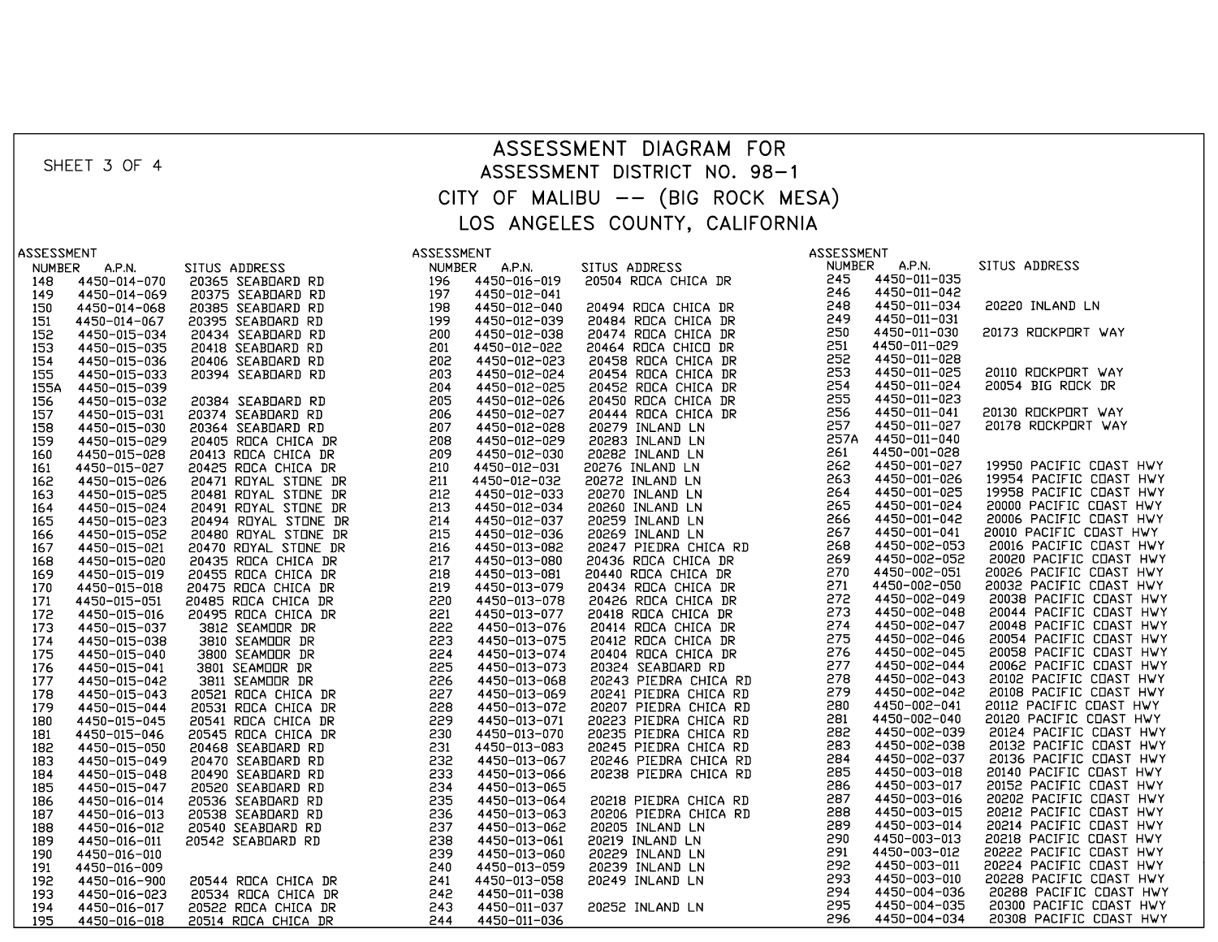SHEET 3 OF 4

# ASSESSMENT DIAGRAM FOR
## ASSESSMENT DISTRICT NO. 98-1
## CITY OF MALIBU -- (BIG ROCK MESA)
## LOS ANGELES COUNTY, CALIFORNIA

| ASSESSMENT NUMBER | A.P.N. | SITUS ADDRESS |
|---|---|---|
| 148 | 4450-014-070 | 20365 SEABOARD RD |
| 149 | 4450-014-069 | 20375 SEABOARD RD |
| 150 | 4450-014-068 | 20385 SEABOARD RD |
| 151 | 4450-014-067 | 20395 SEABOARD RD |
| 152 | 4450-015-034 | 20434 SEABOARD RD |
| 153 | 4450-015-035 | 20418 SEABOARD RD |
| 154 | 4450-015-036 | 20406 SEABOARD RD |
| 155 | 4450-015-033 | 20394 SEABOARD RD |
| 155A | 4450-015-039 | |
| 156 | 4450-015-032 | 20384 SEABOARD RD |
| 157 | 4450-015-031 | 20374 SEABOARD RD |
| 158 | 4450-015-030 | 20364 SEABOARD RD |
| 159 | 4450-015-029 | 20405 ROCA CHICA DR |
| 160 | 4450-015-028 | 20413 ROCA CHICA DR |
| 161 | 4450-015-027 | 20425 ROCA CHICA DR |
| 162 | 4450-015-026 | 20471 ROYAL STONE DR |
| 163 | 4450-015-025 | 20481 ROYAL STONE DR |
| 164 | 4450-015-024 | 20491 ROYAL STONE DR |
| 165 | 4450-015-023 | 20494 ROYAL STONE DR |
| 166 | 4450-015-052 | 20480 ROYAL STONE DR |
| 167 | 4450-015-021 | 20470 ROYAL STONE DR |
| 168 | 4450-015-020 | 20435 ROCA CHICA DR |
| 169 | 4450-015-019 | 20455 ROCA CHICA DR |
| 170 | 4450-015-018 | 20475 ROCA CHICA DR |
| 171 | 4450-015-051 | 20485 ROCA CHICA DR |
| 172 | 4450-015-016 | 20495 ROCA CHICA DR |
| 173 | 4450-015-037 | 3812 SEAMOOR DR |
| 174 | 4450-015-038 | 3810 SEAMOOR DR |
| 175 | 4450-015-040 | 3800 SEAMOOR DR |
| 176 | 4450-015-041 | 3801 SEAMOOR DR |
| 177 | 4450-015-042 | 3811 SEAMOOR DR |
| 178 | 4450-015-043 | 20521 ROCA CHICA DR |
| 179 | 4450-015-044 | 20531 ROCA CHICA DR |
| 180 | 4450-015-045 | 20541 ROCA CHICA DR |
| 181 | 4450-015-046 | 20545 ROCA CHICA DR |
| 182 | 4450-015-050 | 20468 SEABOARD RD |
| 183 | 4450-015-049 | 20470 SEABOARD RD |
| 184 | 4450-015-048 | 20490 SEABOARD RD |
| 185 | 4450-015-047 | 20520 SEABOARD RD |
| 186 | 4450-016-014 | 20536 SEABOARD RD |
| 187 | 4450-016-013 | 20538 SEABOARD RD |
| 188 | 4450-016-012 | 20540 SEABOARD RD |
| 189 | 4450-016-011 | 20542 SEABOARD RD |
| 190 | 4450-016-010 | |
| 191 | 4450-016-009 | |
| 192 | 4450-016-900 | 20544 ROCA CHICA DR |
| 193 | 4450-016-023 | 20534 ROCA CHICA DR |
| 194 | 4450-016-017 | 20522 ROCA CHICA DR |
| 195 | 4450-016-018 | 20514 ROCA CHICA DR |
| 196 | 4450-016-019 | 20504 ROCA CHICA DR |
| 197 | 4450-012-041 | |
| 198 | 4450-012-040 | 20494 ROCA CHICA DR |
| 199 | 4450-012-039 | 20484 ROCA CHICA DR |
| 200 | 4450-012-038 | 20474 ROCA CHICA DR |
| 201 | 4450-012-022 | 20464 ROCA CHICO DR |
| 202 | 4450-012-023 | 20458 ROCA CHICA DR |
| 203 | 4450-012-024 | 20454 ROCA CHICA DR |
| 204 | 4450-012-025 | 20452 ROCA CHICA DR |
| 205 | 4450-012-026 | 20450 ROCA CHICA DR |
| 206 | 4450-012-027 | 20444 ROCA CHICA DR |
| 207 | 4450-012-028 | 20279 INLAND LN |
| 208 | 4450-012-029 | 20283 INLAND LN |
| 209 | 4450-012-030 | 20282 INLAND LN |
| 210 | 4450-012-031 | 20276 INLAND LN |
| 211 | 4450-012-032 | 20272 INLAND LN |
| 212 | 4450-012-033 | 20270 INLAND LN |
| 213 | 4450-012-034 | 20260 INLAND LN |
| 214 | 4450-012-037 | 20259 INLAND LN |
| 215 | 4450-012-036 | 20269 INLAND LN |
| 216 | 4450-013-082 | 20247 PIEDRA CHICA RD |
| 217 | 4450-013-080 | 20436 ROCA CHICA DR |
| 218 | 4450-013-081 | 20440 ROCA CHICA DR |
| 219 | 4450-013-079 | 20434 ROCA CHICA DR |
| 220 | 4450-013-078 | 20426 ROCA CHICA DR |
| 221 | 4450-013-077 | 20418 ROCA CHICA DR |
| 222 | 4450-013-076 | 20414 ROCA CHICA DR |
| 223 | 4450-013-075 | 20412 ROCA CHICA DR |
| 224 | 4450-013-074 | 20404 ROCA CHICA DR |
| 225 | 4450-013-073 | 20324 SEABOARD RD |
| 226 | 4450-013-068 | 20243 PIEDRA CHICA RD |
| 227 | 4450-013-069 | 20241 PIEDRA CHICA RD |
| 228 | 4450-013-072 | 20207 PIEDRA CHICA RD |
| 229 | 4450-013-071 | 20223 PIEDRA CHICA RD |
| 230 | 4450-013-070 | 20235 PIEDRA CHICA RD |
| 231 | 4450-013-083 | 20245 PIEDRA CHICA RD |
| 232 | 4450-013-067 | 20246 PIEDRA CHICA RD |
| 233 | 4450-013-066 | 20238 PIEDRA CHICA RD |
| 234 | 4450-013-065 | |
| 235 | 4450-013-064 | 20218 PIEDRA CHICA RD |
| 236 | 4450-013-063 | 20206 PIEDRA CHICA RD |
| 237 | 4450-013-062 | 20205 INLAND LN |
| 238 | 4450-013-061 | 20219 INLAND LN |
| 239 | 4450-013-060 | 20229 INLAND LN |
| 240 | 4450-013-059 | 20239 INLAND LN |
| 241 | 4450-013-058 | 20249 INLAND LN |
| 242 | 4450-011-038 | |
| 243 | 4450-011-037 | 20252 INLAND LN |
| 244 | 4450-011-036 | |
| 245 | 4450-011-035 | |
| 246 | 4450-011-042 | |
| 248 | 4450-011-034 | 20220 INLAND LN |
| 249 | 4450-011-031 | |
| 250 | 4450-011-030 | 20173 ROCKPORT WAY |
| 251 | 4450-011-029 | |
| 252 | 4450-011-028 | |
| 253 | 4450-011-025 | 20110 ROCKPORT WAY |
| 254 | 4450-011-024 | 20054 BIG ROCK DR |
| 255 | 4450-011-023 | |
| 256 | 4450-011-041 | 20130 ROCKPORT WAY |
| 257 | 4450-011-027 | 20178 ROCKPORT WAY |
| 257A | 4450-011-040 | |
| 261 | 4450-001-028 | |
| 262 | 4450-001-027 | 19950 PACIFIC COAST HWY |
| 263 | 4450-001-026 | 19954 PACIFIC COAST HWY |
| 264 | 4450-001-025 | 19958 PACIFIC COAST HWY |
| 265 | 4450-001-024 | 20000 PACIFIC COAST HWY |
| 266 | 4450-001-042 | 20006 PACIFIC COAST HWY |
| 267 | 4450-001-041 | 20010 PACIFIC COAST HWY |
| 268 | 4450-002-053 | 20016 PACIFIC COAST HWY |
| 269 | 4450-002-052 | 20020 PACIFIC COAST HWY |
| 270 | 4450-002-051 | 20026 PACIFIC COAST HWY |
| 271 | 4450-002-050 | 20032 PACIFIC COAST HWY |
| 272 | 4450-002-049 | 20038 PACIFIC COAST HWY |
| 273 | 4450-002-048 | 20044 PACIFIC COAST HWY |
| 274 | 4450-002-047 | 20048 PACIFIC COAST HWY |
| 275 | 4450-002-046 | 20054 PACIFIC COAST HWY |
| 276 | 4450-002-045 | 20058 PACIFIC COAST HWY |
| 277 | 4450-002-044 | 20062 PACIFIC COAST HWY |
| 278 | 4450-002-043 | 20102 PACIFIC COAST HWY |
| 279 | 4450-002-042 | 20108 PACIFIC COAST HWY |
| 280 | 4450-002-041 | 20112 PACIFIC COAST HWY |
| 281 | 4450-002-040 | 20120 PACIFIC COAST HWY |
| 282 | 4450-002-039 | 20124 PACIFIC COAST HWY |
| 283 | 4450-002-038 | 20132 PACIFIC COAST HWY |
| 284 | 4450-002-037 | 20136 PACIFIC COAST HWY |
| 285 | 4450-003-018 | 20140 PACIFIC COAST HWY |
| 286 | 4450-003-017 | 20152 PACIFIC COAST HWY |
| 287 | 4450-003-016 | 20202 PACIFIC COAST HWY |
| 288 | 4450-003-015 | 20212 PACIFIC COAST HWY |
| 289 | 4450-003-014 | 20214 PACIFIC COAST HWY |
| 290 | 4450-003-013 | 20218 PACIFIC COAST HWY |
| 291 | 4450-003-012 | 20222 PACIFIC COAST HWY |
| 292 | 4450-003-011 | 20224 PACIFIC COAST HWY |
| 293 | 4450-003-010 | 20228 PACIFIC COAST HWY |
| 294 | 4450-004-036 | 20288 PACIFIC COAST HWY |
| 295 | 4450-004-035 | 20300 PACIFIC COAST HWY |
| 296 | 4450-004-034 | 20308 PACIFIC COAST HWY |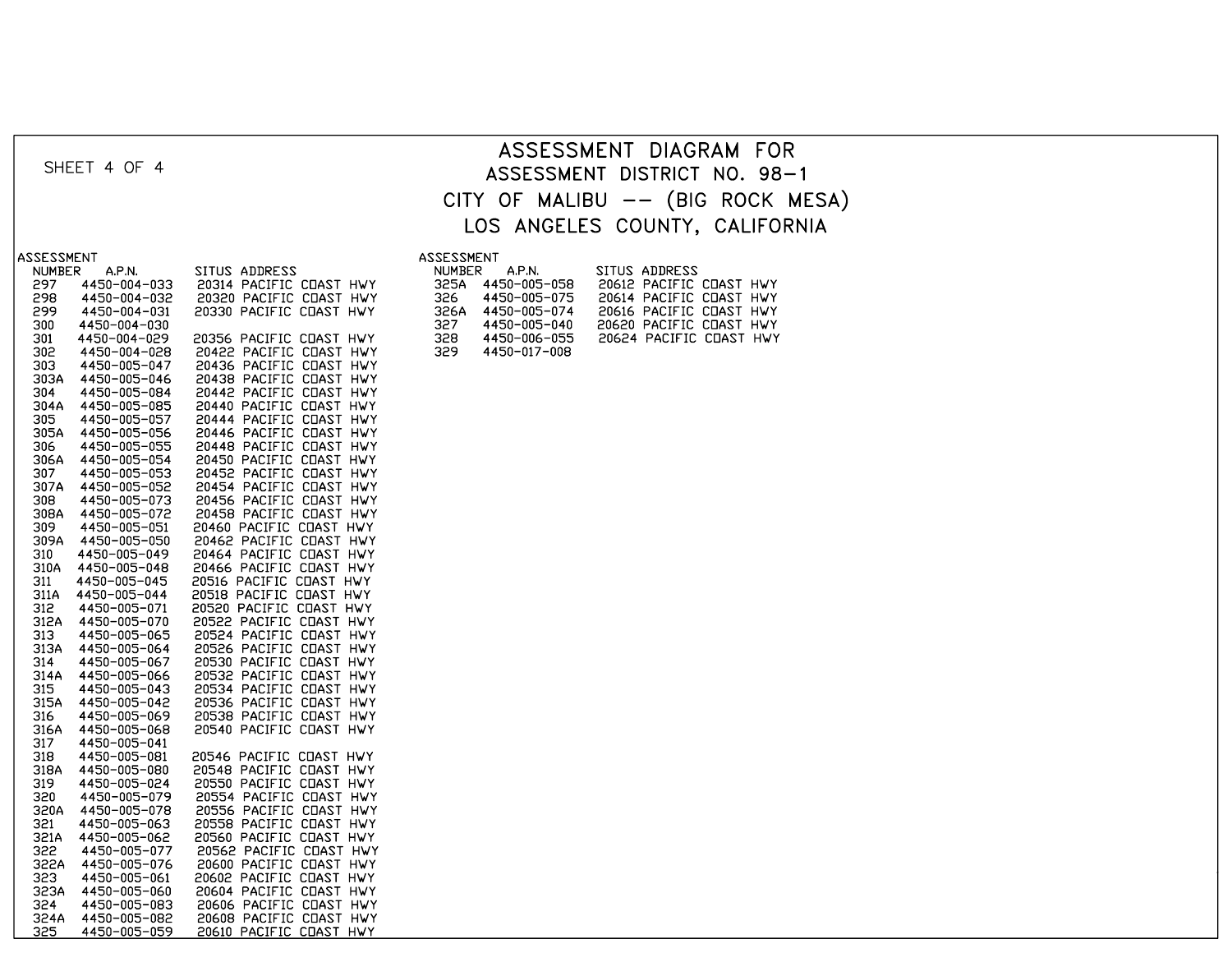SHEET 4 OF 4

# ASSESSMENT DIAGRAM FOR
## ASSESSMENT DISTRICT NO. 98-1
## CITY OF MALIBU -- (BIG ROCK MESA)
## LOS ANGELES COUNTY, CALIFORNIA

| ASSESSMENT NUMBER | A.P.N. | SITUS ADDRESS |
|---|---|---|
| 297 | 4450-004-033 | 20314 PACIFIC COAST HWY |
| 298 | 4450-004-032 | 20320 PACIFIC COAST HWY |
| 299 | 4450-004-031 | 20330 PACIFIC COAST HWY |
| 300 | 4450-004-030 | |
| 301 | 4450-004-029 | 20356 PACIFIC COAST HWY |
| 302 | 4450-004-028 | 20422 PACIFIC COAST HWY |
| 303 | 4450-005-047 | 20436 PACIFIC COAST HWY |
| 303A | 4450-005-046 | 20438 PACIFIC COAST HWY |
| 304 | 4450-005-084 | 20442 PACIFIC COAST HWY |
| 304A | 4450-005-085 | 20440 PACIFIC COAST HWY |
| 305 | 4450-005-057 | 20444 PACIFIC COAST HWY |
| 305A | 4450-005-056 | 20446 PACIFIC COAST HWY |
| 306 | 4450-005-055 | 20448 PACIFIC COAST HWY |
| 306A | 4450-005-054 | 20450 PACIFIC COAST HWY |
| 307 | 4450-005-053 | 20452 PACIFIC COAST HWY |
| 307A | 4450-005-052 | 20454 PACIFIC COAST HWY |
| 308 | 4450-005-073 | 20456 PACIFIC COAST HWY |
| 308A | 4450-005-072 | 20458 PACIFIC COAST HWY |
| 309 | 4450-005-051 | 20460 PACIFIC COAST HWY |
| 309A | 4450-005-050 | 20462 PACIFIC COAST HWY |
| 310 | 4450-005-049 | 20464 PACIFIC COAST HWY |
| 310A | 4450-005-048 | 20466 PACIFIC COAST HWY |
| 311 | 4450-005-045 | 20516 PACIFIC COAST HWY |
| 311A | 4450-005-044 | 20518 PACIFIC COAST HWY |
| 312 | 4450-005-071 | 20520 PACIFIC COAST HWY |
| 312A | 4450-005-070 | 20522 PACIFIC COAST HWY |
| 313 | 4450-005-065 | 20524 PACIFIC COAST HWY |
| 313A | 4450-005-064 | 20526 PACIFIC COAST HWY |
| 314 | 4450-005-067 | 20530 PACIFIC COAST HWY |
| 314A | 4450-005-066 | 20532 PACIFIC COAST HWY |
| 315 | 4450-005-043 | 20534 PACIFIC COAST HWY |
| 315A | 4450-005-042 | 20536 PACIFIC COAST HWY |
| 316 | 4450-005-069 | 20538 PACIFIC COAST HWY |
| 316A | 4450-005-068 | 20540 PACIFIC COAST HWY |
| 317 | 4450-005-041 | |
| 318 | 4450-005-081 | 20546 PACIFIC COAST HWY |
| 318A | 4450-005-080 | 20548 PACIFIC COAST HWY |
| 319 | 4450-005-024 | 20550 PACIFIC COAST HWY |
| 320 | 4450-005-079 | 20554 PACIFIC COAST HWY |
| 320A | 4450-005-078 | 20556 PACIFIC COAST HWY |
| 321 | 4450-005-063 | 20558 PACIFIC COAST HWY |
| 321A | 4450-005-062 | 20560 PACIFIC COAST HWY |
| 322 | 4450-005-077 | 20562 PACIFIC COAST HWY |
| 322A | 4450-005-076 | 20600 PACIFIC COAST HWY |
| 323 | 4450-005-061 | 20602 PACIFIC COAST HWY |
| 323A | 4450-005-060 | 20604 PACIFIC COAST HWY |
| 324 | 4450-005-083 | 20606 PACIFIC COAST HWY |
| 324A | 4450-005-082 | 20608 PACIFIC COAST HWY |
| 325 | 4450-005-059 | 20610 PACIFIC COAST HWY |
| 325A | 4450-005-058 | 20612 PACIFIC COAST HWY |
| 326 | 4450-005-075 | 20614 PACIFIC COAST HWY |
| 326A | 4450-005-074 | 20616 PACIFIC COAST HWY |
| 327 | 4450-005-040 | 20620 PACIFIC COAST HWY |
| 328 | 4450-006-055 | 20624 PACIFIC COAST HWY |
| 329 | 4450-017-008 | |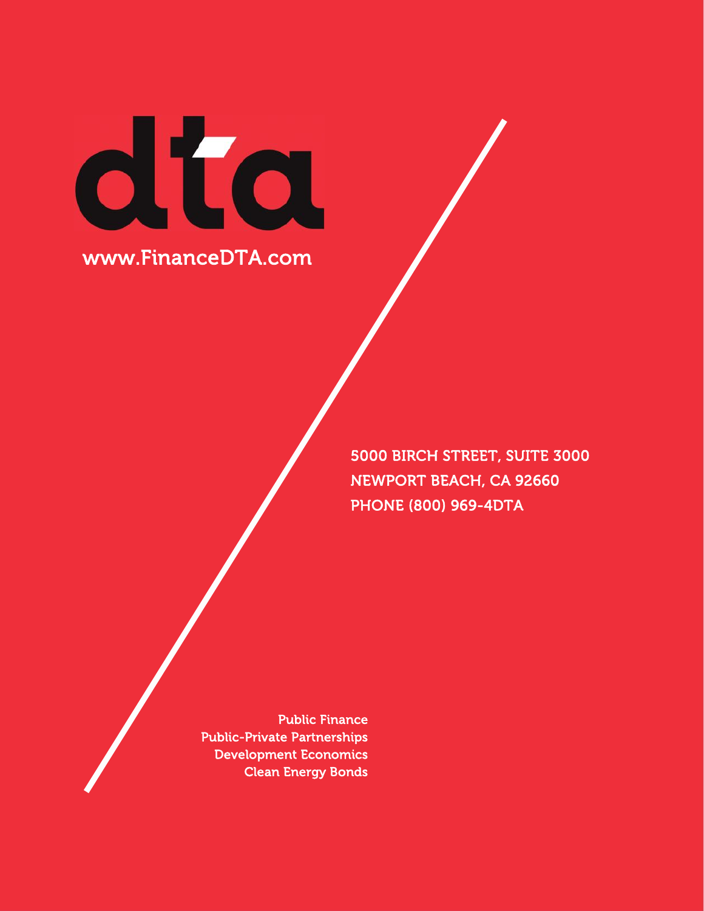dta

www.FinanceDTA.com

5000 BIRCH STREET, SUITE 3000
NEWPORT BEACH, CA 92660
PHONE (800) 969-4DTA

Public Finance
Public-Private Partnerships
Development Economics
Clean Energy Bonds